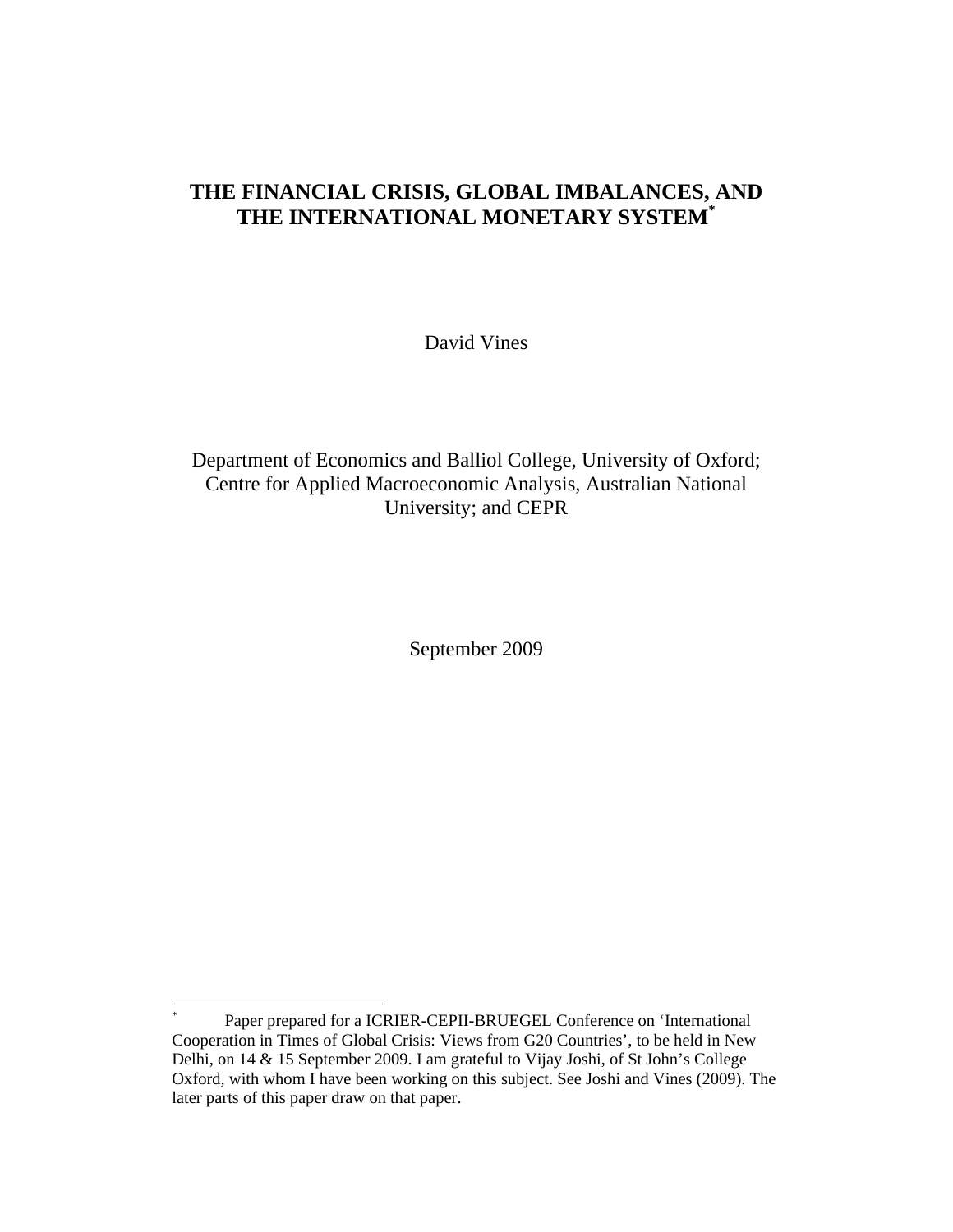# THE FINANCIAL CRISIS, GLOBAL IMBALANCES, AND THE INTERNATIONAL MONETARY SYSTEM[*]

David Vines

Department of Economics and Balliol College, University of Oxford;
Centre for Applied Macroeconomic Analysis, Australian National University; and CEPR

September 2009

---

[*] Paper prepared for a ICRIER-CEPII-BRUEGEL Conference on 'International Cooperation in Times of Global Crisis: Views from G20 Countries', to be held in New Delhi, on 14 & 15 September 2009. I am grateful to Vijay Joshi, of St John's College Oxford, with whom I have been working on this subject. See Joshi and Vines (2009). The later parts of this paper draw on that paper.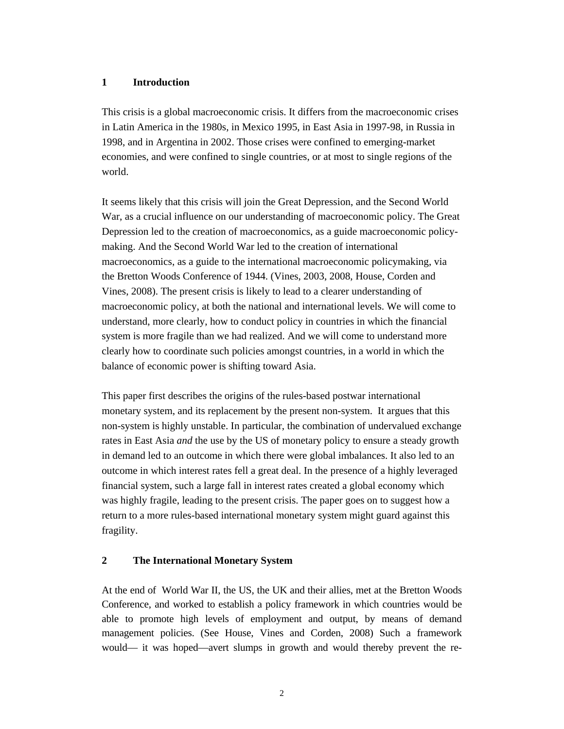## 1 Introduction

This crisis is a global macroeconomic crisis. It differs from the macroeconomic crises in Latin America in the 1980s, in Mexico 1995, in East Asia in 1997-98, in Russia in 1998, and in Argentina in 2002. Those crises were confined to emerging-market economies, and were confined to single countries, or at most to single regions of the world.

It seems likely that this crisis will join the Great Depression, and the Second World War, as a crucial influence on our understanding of macroeconomic policy. The Great Depression led to the creation of macroeconomics, as a guide macroeconomic policy-making. And the Second World War led to the creation of international macroeconomics, as a guide to the international macroeconomic policymaking, via the Bretton Woods Conference of 1944. (Vines, 2003, 2008, House, Corden and Vines, 2008). The present crisis is likely to lead to a clearer understanding of macroeconomic policy, at both the national and international levels. We will come to understand, more clearly, how to conduct policy in countries in which the financial system is more fragile than we had realized. And we will come to understand more clearly how to coordinate such policies amongst countries, in a world in which the balance of economic power is shifting toward Asia.

This paper first describes the origins of the rules-based postwar international monetary system, and its replacement by the present non-system. It argues that this non-system is highly unstable. In particular, the combination of undervalued exchange rates in East Asia *and* the use by the US of monetary policy to ensure a steady growth in demand led to an outcome in which there were global imbalances. It also led to an outcome in which interest rates fell a great deal. In the presence of a highly leveraged financial system, such a large fall in interest rates created a global economy which was highly fragile, leading to the present crisis. The paper goes on to suggest how a return to a more rules-based international monetary system might guard against this fragility.

## 2 The International Monetary System

At the end of World War II, the US, the UK and their allies, met at the Bretton Woods Conference, and worked to establish a policy framework in which countries would be able to promote high levels of employment and output, by means of demand management policies. (See House, Vines and Corden, 2008) Such a framework would— it was hoped—avert slumps in growth and would thereby prevent the re-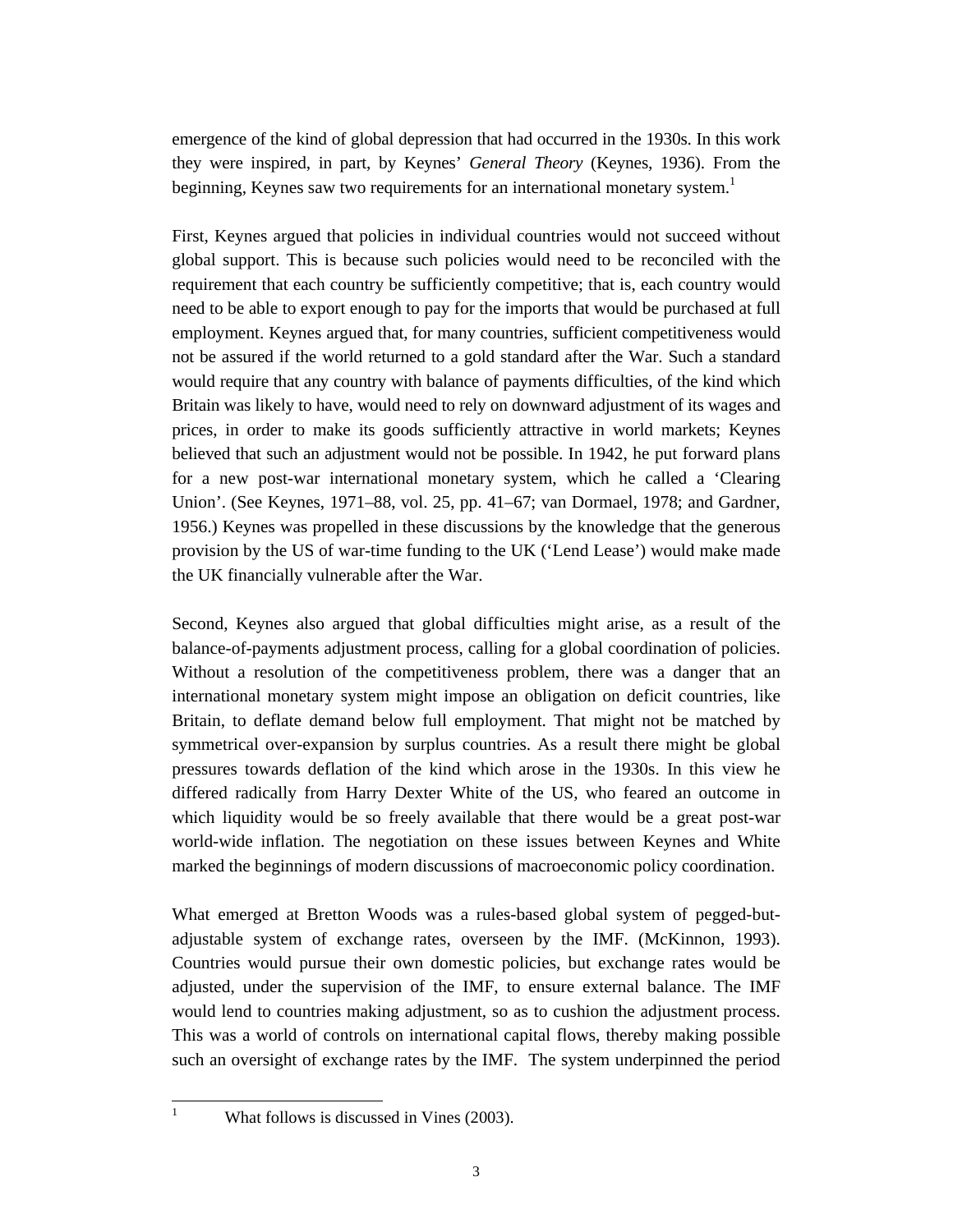emergence of the kind of global depression that had occurred in the 1930s. In this work they were inspired, in part, by Keynes' *General Theory* (Keynes, 1936). From the beginning, Keynes saw two requirements for an international monetary system.[1]

First, Keynes argued that policies in individual countries would not succeed without global support. This is because such policies would need to be reconciled with the requirement that each country be sufficiently competitive; that is, each country would need to be able to export enough to pay for the imports that would be purchased at full employment. Keynes argued that, for many countries, sufficient competitiveness would not be assured if the world returned to a gold standard after the War. Such a standard would require that any country with balance of payments difficulties, of the kind which Britain was likely to have, would need to rely on downward adjustment of its wages and prices, in order to make its goods sufficiently attractive in world markets; Keynes believed that such an adjustment would not be possible. In 1942, he put forward plans for a new post-war international monetary system, which he called a 'Clearing Union'. (See Keynes, 1971–88, vol. 25, pp. 41–67; van Dormael, 1978; and Gardner, 1956.) Keynes was propelled in these discussions by the knowledge that the generous provision by the US of war-time funding to the UK ('Lend Lease') would make made the UK financially vulnerable after the War.

Second, Keynes also argued that global difficulties might arise, as a result of the balance-of-payments adjustment process, calling for a global coordination of policies. Without a resolution of the competitiveness problem, there was a danger that an international monetary system might impose an obligation on deficit countries, like Britain, to deflate demand below full employment. That might not be matched by symmetrical over-expansion by surplus countries. As a result there might be global pressures towards deflation of the kind which arose in the 1930s. In this view he differed radically from Harry Dexter White of the US, who feared an outcome in which liquidity would be so freely available that there would be a great post-war world-wide inflation. The negotiation on these issues between Keynes and White marked the beginnings of modern discussions of macroeconomic policy coordination.

What emerged at Bretton Woods was a rules-based global system of pegged-but-adjustable system of exchange rates, overseen by the IMF. (McKinnon, 1993). Countries would pursue their own domestic policies, but exchange rates would be adjusted, under the supervision of the IMF, to ensure external balance. The IMF would lend to countries making adjustment, so as to cushion the adjustment process. This was a world of controls on international capital flows, thereby making possible such an oversight of exchange rates by the IMF. The system underpinned the period

---

[1] What follows is discussed in Vines (2003).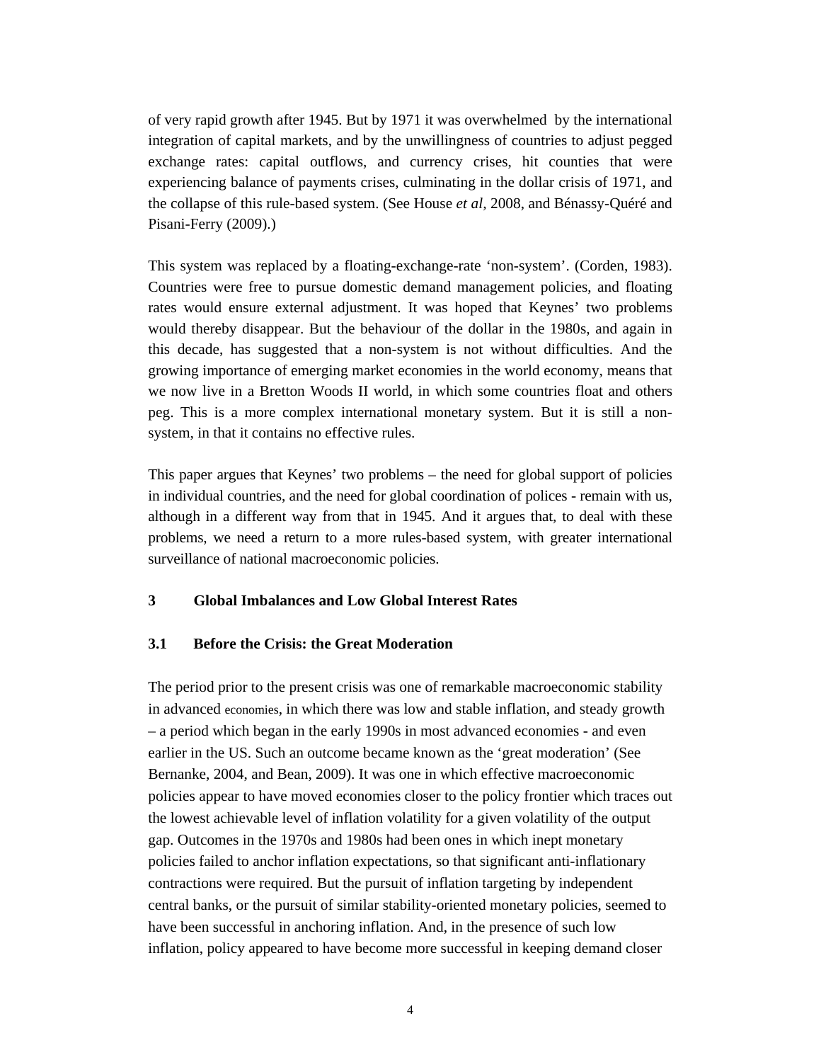of very rapid growth after 1945. But by 1971 it was overwhelmed by the international integration of capital markets, and by the unwillingness of countries to adjust pegged exchange rates: capital outflows, and currency crises, hit counties that were experiencing balance of payments crises, culminating in the dollar crisis of 1971, and the collapse of this rule-based system. (See House *et al*, 2008, and Bénassy-Quéré and Pisani-Ferry (2009).)

This system was replaced by a floating-exchange-rate 'non-system'. (Corden, 1983). Countries were free to pursue domestic demand management policies, and floating rates would ensure external adjustment. It was hoped that Keynes' two problems would thereby disappear. But the behaviour of the dollar in the 1980s, and again in this decade, has suggested that a non-system is not without difficulties. And the growing importance of emerging market economies in the world economy, means that we now live in a Bretton Woods II world, in which some countries float and others peg. This is a more complex international monetary system. But it is still a non-system, in that it contains no effective rules.

This paper argues that Keynes' two problems – the need for global support of policies in individual countries, and the need for global coordination of polices - remain with us, although in a different way from that in 1945. And it argues that, to deal with these problems, we need a return to a more rules-based system, with greater international surveillance of national macroeconomic policies.

## 3 Global Imbalances and Low Global Interest Rates

### 3.1 Before the Crisis: the Great Moderation

The period prior to the present crisis was one of remarkable macroeconomic stability in advanced economies, in which there was low and stable inflation, and steady growth – a period which began in the early 1990s in most advanced economies - and even earlier in the US. Such an outcome became known as the 'great moderation' (See Bernanke, 2004, and Bean, 2009). It was one in which effective macroeconomic policies appear to have moved economies closer to the policy frontier which traces out the lowest achievable level of inflation volatility for a given volatility of the output gap. Outcomes in the 1970s and 1980s had been ones in which inept monetary policies failed to anchor inflation expectations, so that significant anti-inflationary contractions were required. But the pursuit of inflation targeting by independent central banks, or the pursuit of similar stability-oriented monetary policies, seemed to have been successful in anchoring inflation. And, in the presence of such low inflation, policy appeared to have become more successful in keeping demand closer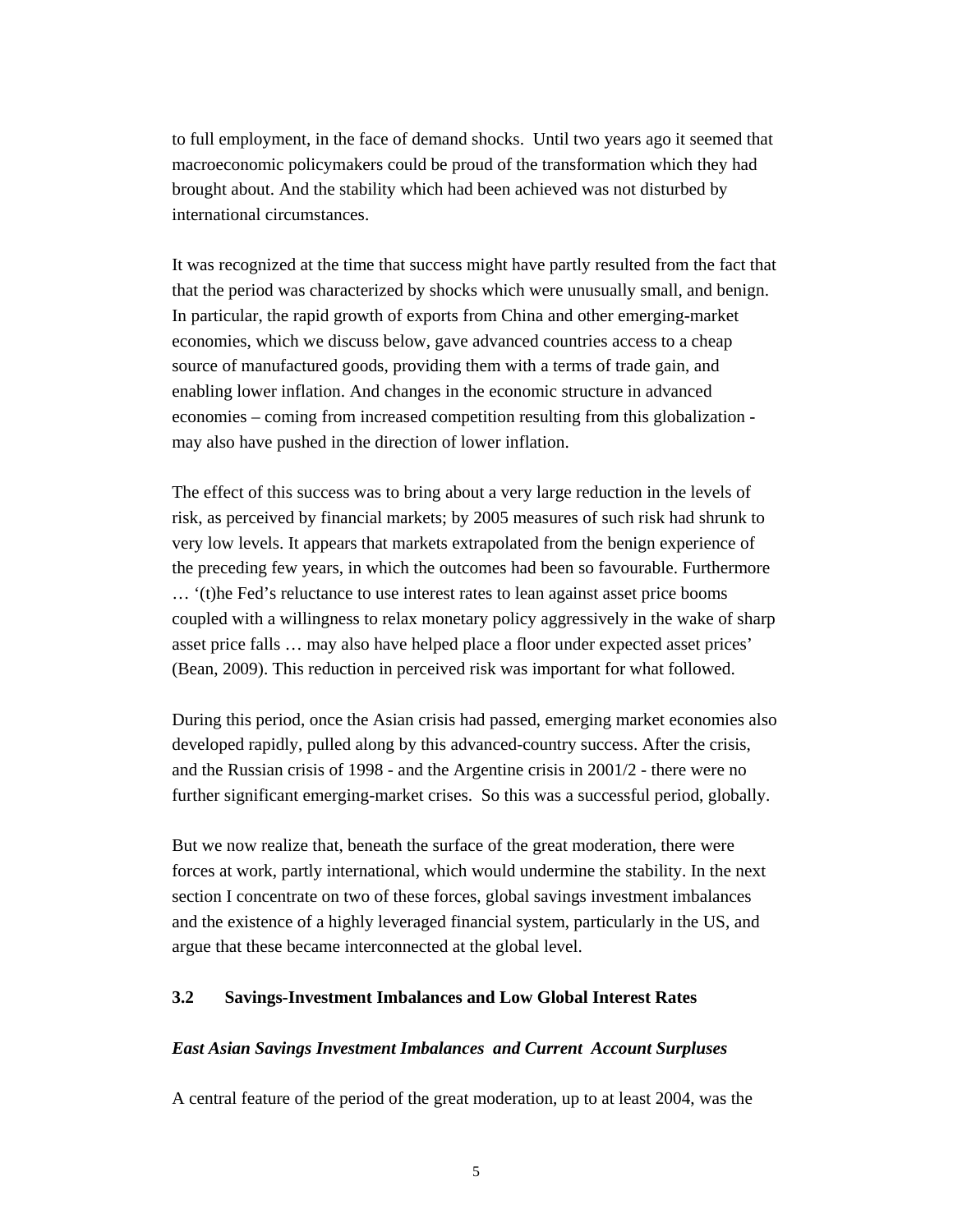to full employment, in the face of demand shocks.  Until two years ago it seemed that macroeconomic policymakers could be proud of the transformation which they had brought about. And the stability which had been achieved was not disturbed by international circumstances.

It was recognized at the time that success might have partly resulted from the fact that that the period was characterized by shocks which were unusually small, and benign. In particular, the rapid growth of exports from China and other emerging-market economies, which we discuss below, gave advanced countries access to a cheap source of manufactured goods, providing them with a terms of trade gain, and enabling lower inflation. And changes in the economic structure in advanced economies – coming from increased competition resulting from this globalization - may also have pushed in the direction of lower inflation.

The effect of this success was to bring about a very large reduction in the levels of risk, as perceived by financial markets; by 2005 measures of such risk had shrunk to very low levels. It appears that markets extrapolated from the benign experience of the preceding few years, in which the outcomes had been so favourable. Furthermore … '(t)he Fed's reluctance to use interest rates to lean against asset price booms coupled with a willingness to relax monetary policy aggressively in the wake of sharp asset price falls … may also have helped place a floor under expected asset prices' (Bean, 2009). This reduction in perceived risk was important for what followed.

During this period, once the Asian crisis had passed, emerging market economies also developed rapidly, pulled along by this advanced-country success. After the crisis, and the Russian crisis of 1998 - and the Argentine crisis in 2001/2 - there were no further significant emerging-market crises.  So this was a successful period, globally.

But we now realize that, beneath the surface of the great moderation, there were forces at work, partly international, which would undermine the stability. In the next section I concentrate on two of these forces, global savings investment imbalances and the existence of a highly leveraged financial system, particularly in the US, and argue that these became interconnected at the global level.

### 3.2 Savings-Investment Imbalances and Low Global Interest Rates

***East Asian Savings Investment Imbalances and Current Account Surpluses***

A central feature of the period of the great moderation, up to at least 2004, was the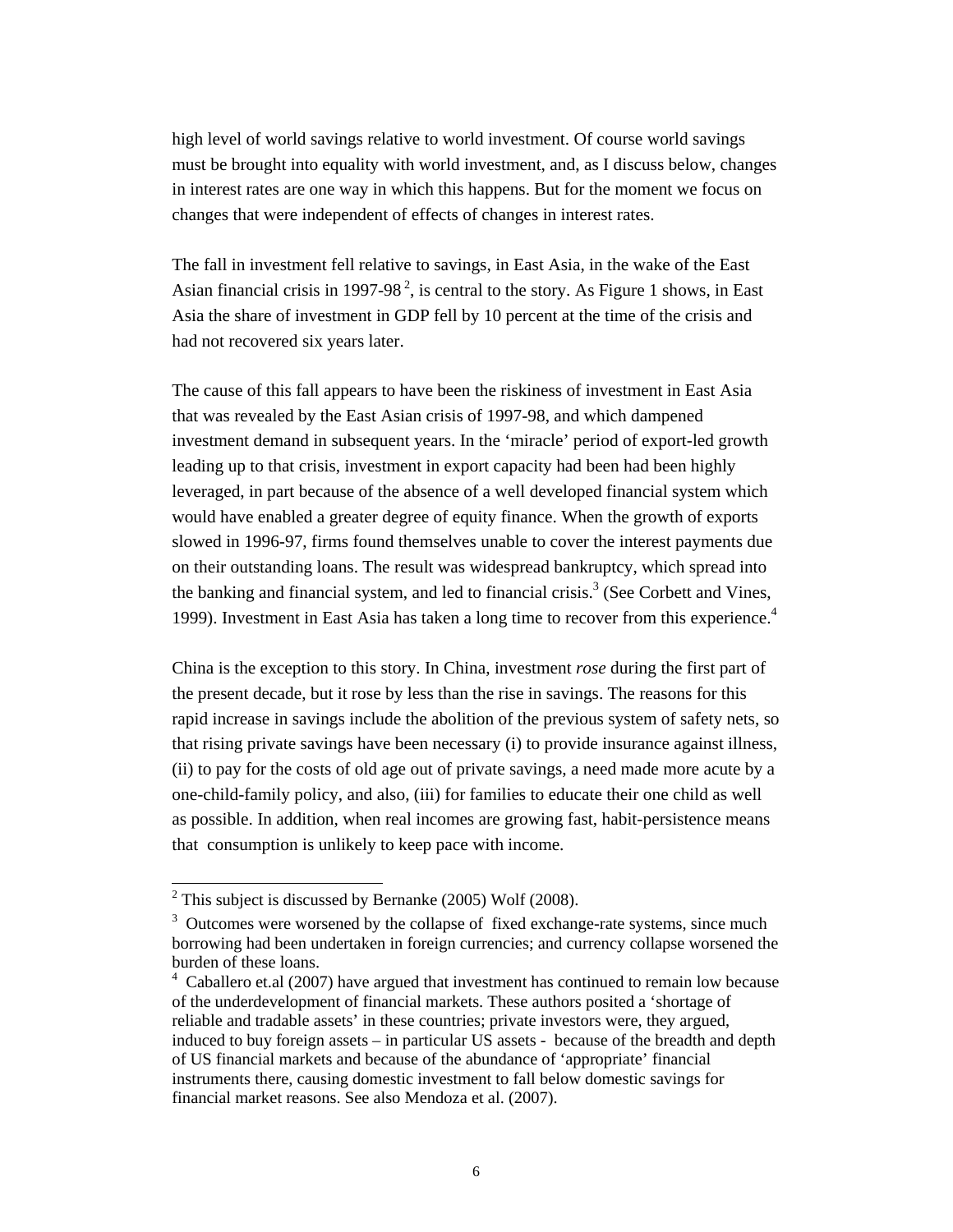high level of world savings relative to world investment. Of course world savings must be brought into equality with world investment, and, as I discuss below, changes in interest rates are one way in which this happens. But for the moment we focus on changes that were independent of effects of changes in interest rates.

The fall in investment fell relative to savings, in East Asia, in the wake of the East Asian financial crisis in 1997-98 [2], is central to the story. As Figure 1 shows, in East Asia the share of investment in GDP fell by 10 percent at the time of the crisis and had not recovered six years later.

The cause of this fall appears to have been the riskiness of investment in East Asia that was revealed by the East Asian crisis of 1997-98, and which dampened investment demand in subsequent years. In the 'miracle' period of export-led growth leading up to that crisis, investment in export capacity had been had been highly leveraged, in part because of the absence of a well developed financial system which would have enabled a greater degree of equity finance. When the growth of exports slowed in 1996-97, firms found themselves unable to cover the interest payments due on their outstanding loans. The result was widespread bankruptcy, which spread into the banking and financial system, and led to financial crisis.[3] (See Corbett and Vines, 1999). Investment in East Asia has taken a long time to recover from this experience.[4]

China is the exception to this story. In China, investment *rose* during the first part of the present decade, but it rose by less than the rise in savings. The reasons for this rapid increase in savings include the abolition of the previous system of safety nets, so that rising private savings have been necessary (i) to provide insurance against illness, (ii) to pay for the costs of old age out of private savings, a need made more acute by a one-child-family policy, and also, (iii) for families to educate their one child as well as possible. In addition, when real incomes are growing fast, habit-persistence means that consumption is unlikely to keep pace with income.

---

[2] This subject is discussed by Bernanke (2005) Wolf (2008).

[3] Outcomes were worsened by the collapse of fixed exchange-rate systems, since much borrowing had been undertaken in foreign currencies; and currency collapse worsened the burden of these loans.

[4] Caballero et.al (2007) have argued that investment has continued to remain low because of the underdevelopment of financial markets. These authors posited a 'shortage of reliable and tradable assets' in these countries; private investors were, they argued, induced to buy foreign assets – in particular US assets - because of the breadth and depth of US financial markets and because of the abundance of 'appropriate' financial instruments there, causing domestic investment to fall below domestic savings for financial market reasons. See also Mendoza et al. (2007).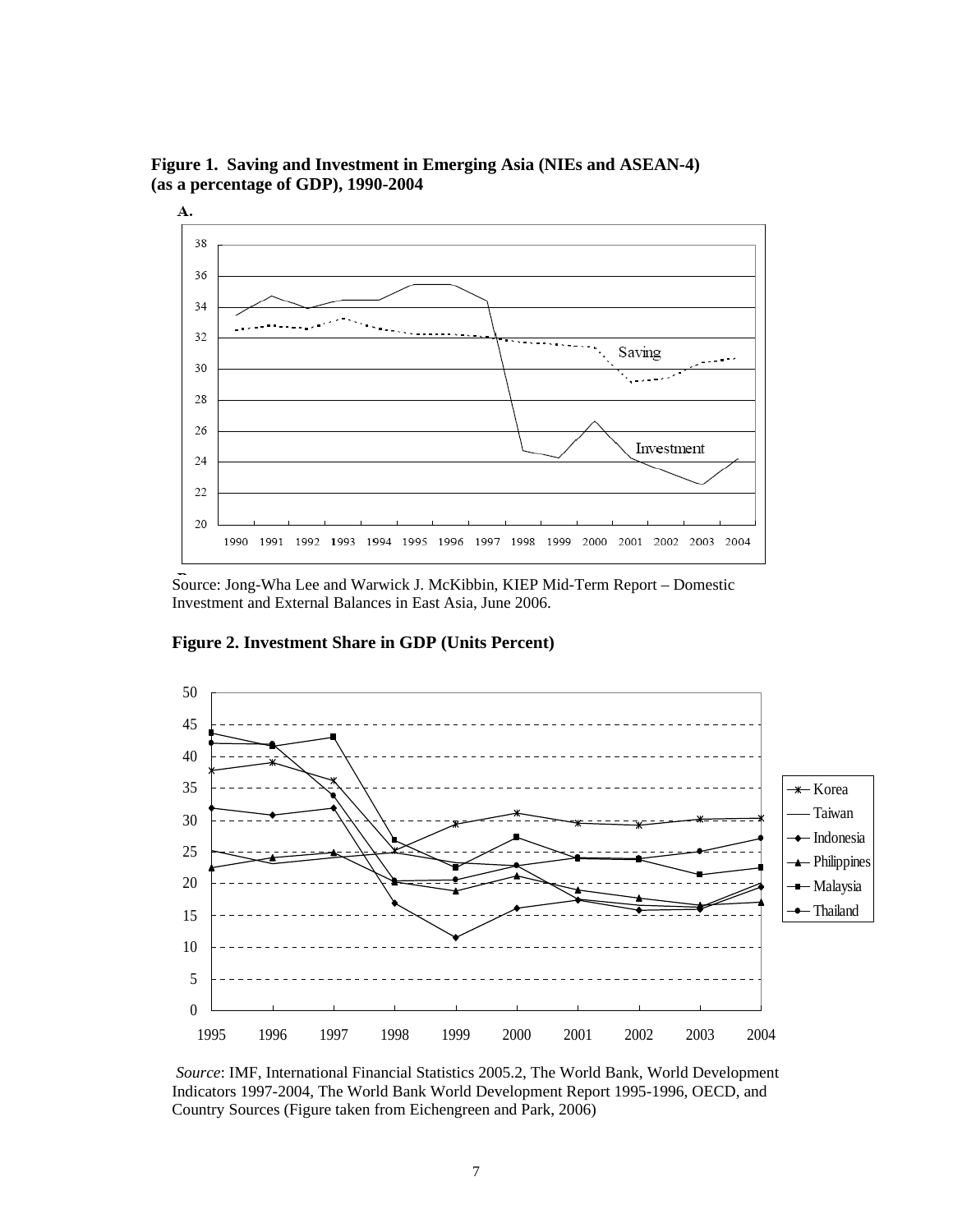**Figure 1. Saving and Investment in Emerging Asia (NIEs and ASEAN-4) (as a percentage of GDP), 1990-2004**

**A.**

Source: Jong-Wha Lee and Warwick J. McKibbin, KIEP Mid-Term Report – Domestic Investment and External Balances in East Asia, June 2006.

**Figure 2. Investment Share in GDP (Units Percent)**

*Source*: IMF, International Financial Statistics 2005.2, The World Bank, World Development Indicators 1997-2004, The World Bank World Development Report 1995-1996, OECD, and Country Sources (Figure taken from Eichengreen and Park, 2006)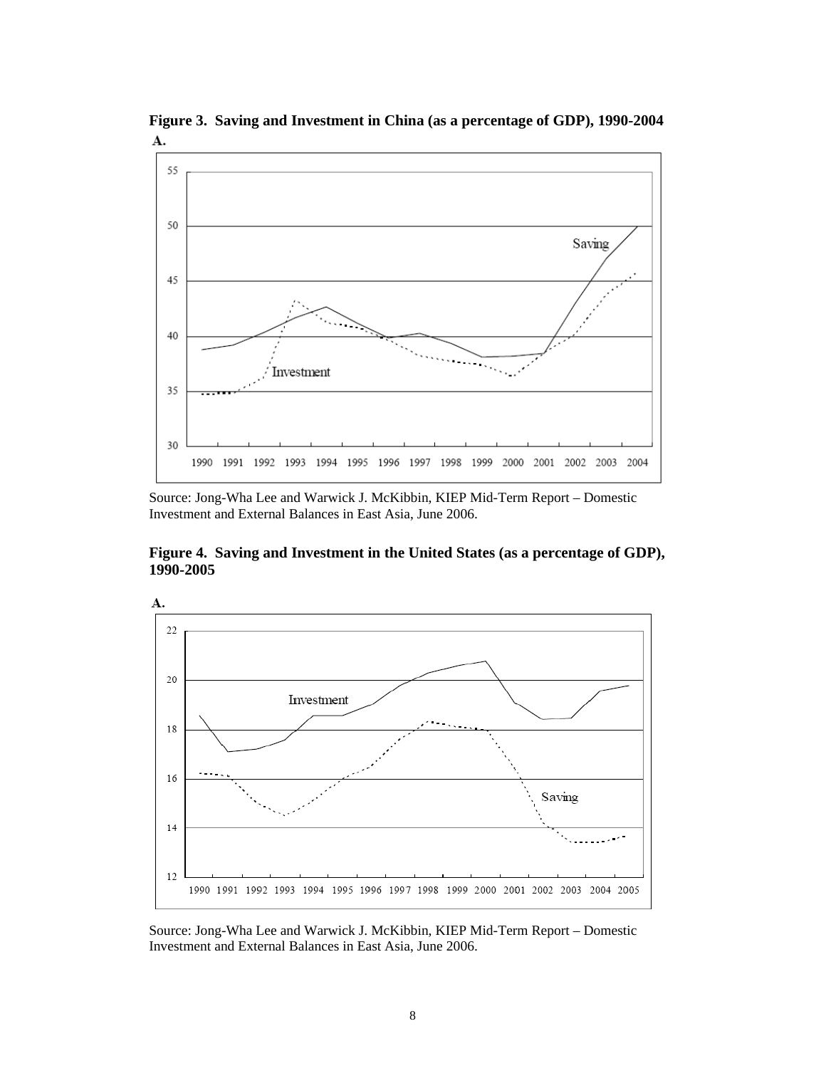**Figure 3. Saving and Investment in China (as a percentage of GDP), 1990-2004**

A.

Source: Jong-Wha Lee and Warwick J. McKibbin, KIEP Mid-Term Report – Domestic Investment and External Balances in East Asia, June 2006.

**Figure 4. Saving and Investment in the United States (as a percentage of GDP), 1990-2005**

A.

Source: Jong-Wha Lee and Warwick J. McKibbin, KIEP Mid-Term Report – Domestic Investment and External Balances in East Asia, June 2006.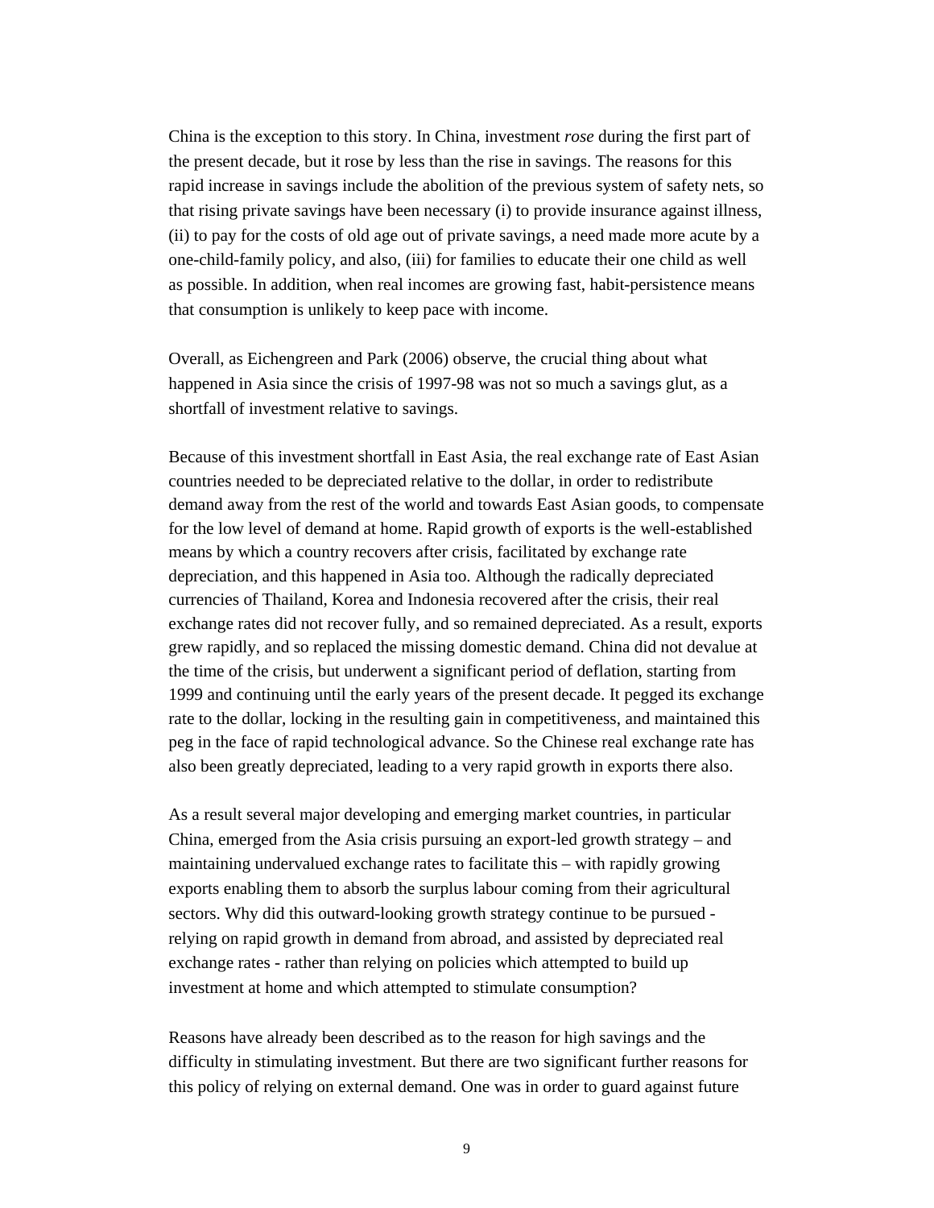China is the exception to this story. In China, investment *rose* during the first part of the present decade, but it rose by less than the rise in savings. The reasons for this rapid increase in savings include the abolition of the previous system of safety nets, so that rising private savings have been necessary (i) to provide insurance against illness, (ii) to pay for the costs of old age out of private savings, a need made more acute by a one-child-family policy, and also, (iii) for families to educate their one child as well as possible. In addition, when real incomes are growing fast, habit-persistence means that consumption is unlikely to keep pace with income.

Overall, as Eichengreen and Park (2006) observe, the crucial thing about what happened in Asia since the crisis of 1997-98 was not so much a savings glut, as a shortfall of investment relative to savings.

Because of this investment shortfall in East Asia, the real exchange rate of East Asian countries needed to be depreciated relative to the dollar, in order to redistribute demand away from the rest of the world and towards East Asian goods, to compensate for the low level of demand at home. Rapid growth of exports is the well-established means by which a country recovers after crisis, facilitated by exchange rate depreciation, and this happened in Asia too. Although the radically depreciated currencies of Thailand, Korea and Indonesia recovered after the crisis, their real exchange rates did not recover fully, and so remained depreciated. As a result, exports grew rapidly, and so replaced the missing domestic demand. China did not devalue at the time of the crisis, but underwent a significant period of deflation, starting from 1999 and continuing until the early years of the present decade. It pegged its exchange rate to the dollar, locking in the resulting gain in competitiveness, and maintained this peg in the face of rapid technological advance. So the Chinese real exchange rate has also been greatly depreciated, leading to a very rapid growth in exports there also.

As a result several major developing and emerging market countries, in particular China, emerged from the Asia crisis pursuing an export-led growth strategy – and maintaining undervalued exchange rates to facilitate this – with rapidly growing exports enabling them to absorb the surplus labour coming from their agricultural sectors. Why did this outward-looking growth strategy continue to be pursued - relying on rapid growth in demand from abroad, and assisted by depreciated real exchange rates - rather than relying on policies which attempted to build up investment at home and which attempted to stimulate consumption?

Reasons have already been described as to the reason for high savings and the difficulty in stimulating investment. But there are two significant further reasons for this policy of relying on external demand. One was in order to guard against future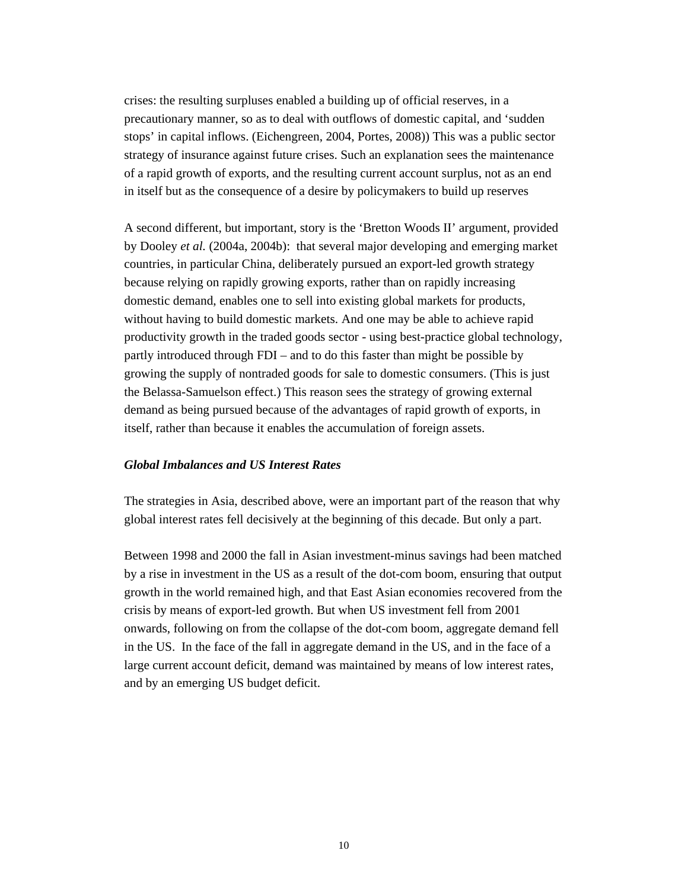crises: the resulting surpluses enabled a building up of official reserves, in a precautionary manner, so as to deal with outflows of domestic capital, and 'sudden stops' in capital inflows. (Eichengreen, 2004, Portes, 2008)) This was a public sector strategy of insurance against future crises. Such an explanation sees the maintenance of a rapid growth of exports, and the resulting current account surplus, not as an end in itself but as the consequence of a desire by policymakers to build up reserves

A second different, but important, story is the 'Bretton Woods II' argument, provided by Dooley *et al.* (2004a, 2004b): that several major developing and emerging market countries, in particular China, deliberately pursued an export-led growth strategy because relying on rapidly growing exports, rather than on rapidly increasing domestic demand, enables one to sell into existing global markets for products, without having to build domestic markets. And one may be able to achieve rapid productivity growth in the traded goods sector - using best-practice global technology, partly introduced through FDI – and to do this faster than might be possible by growing the supply of nontraded goods for sale to domestic consumers. (This is just the Belassa-Samuelson effect.) This reason sees the strategy of growing external demand as being pursued because of the advantages of rapid growth of exports, in itself, rather than because it enables the accumulation of foreign assets.

***Global Imbalances and US Interest Rates***

The strategies in Asia, described above, were an important part of the reason that why global interest rates fell decisively at the beginning of this decade. But only a part.

Between 1998 and 2000 the fall in Asian investment-minus savings had been matched by a rise in investment in the US as a result of the dot-com boom, ensuring that output growth in the world remained high, and that East Asian economies recovered from the crisis by means of export-led growth. But when US investment fell from 2001 onwards, following on from the collapse of the dot-com boom, aggregate demand fell in the US. In the face of the fall in aggregate demand in the US, and in the face of a large current account deficit, demand was maintained by means of low interest rates, and by an emerging US budget deficit.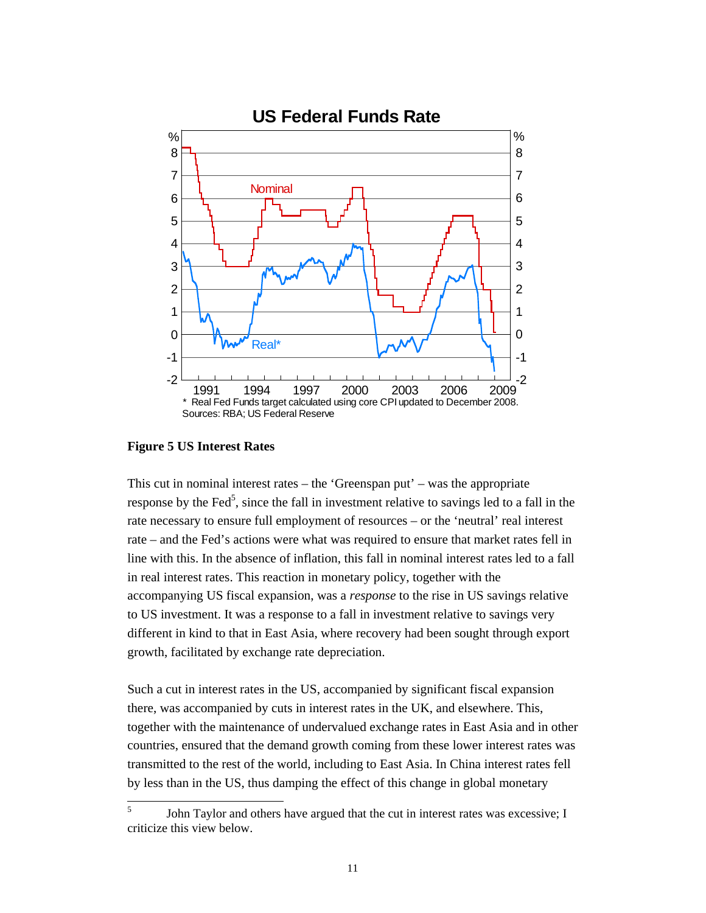**Figure 5 US Interest Rates**

This cut in nominal interest rates – the 'Greenspan put' – was the appropriate response by the Fed[5], since the fall in investment relative to savings led to a fall in the rate necessary to ensure full employment of resources – or the 'neutral' real interest rate – and the Fed's actions were what was required to ensure that market rates fell in line with this. In the absence of inflation, this fall in nominal interest rates led to a fall in real interest rates. This reaction in monetary policy, together with the accompanying US fiscal expansion, was a *response* to the rise in US savings relative to US investment. It was a response to a fall in investment relative to savings very different in kind to that in East Asia, where recovery had been sought through export growth, facilitated by exchange rate depreciation.

Such a cut in interest rates in the US, accompanied by significant fiscal expansion there, was accompanied by cuts in interest rates in the UK, and elsewhere. This, together with the maintenance of undervalued exchange rates in East Asia and in other countries, ensured that the demand growth coming from these lower interest rates was transmitted to the rest of the world, including to East Asia. In China interest rates fell by less than in the US, thus damping the effect of this change in global monetary

---

[5] John Taylor and others have argued that the cut in interest rates was excessive; I criticize this view below.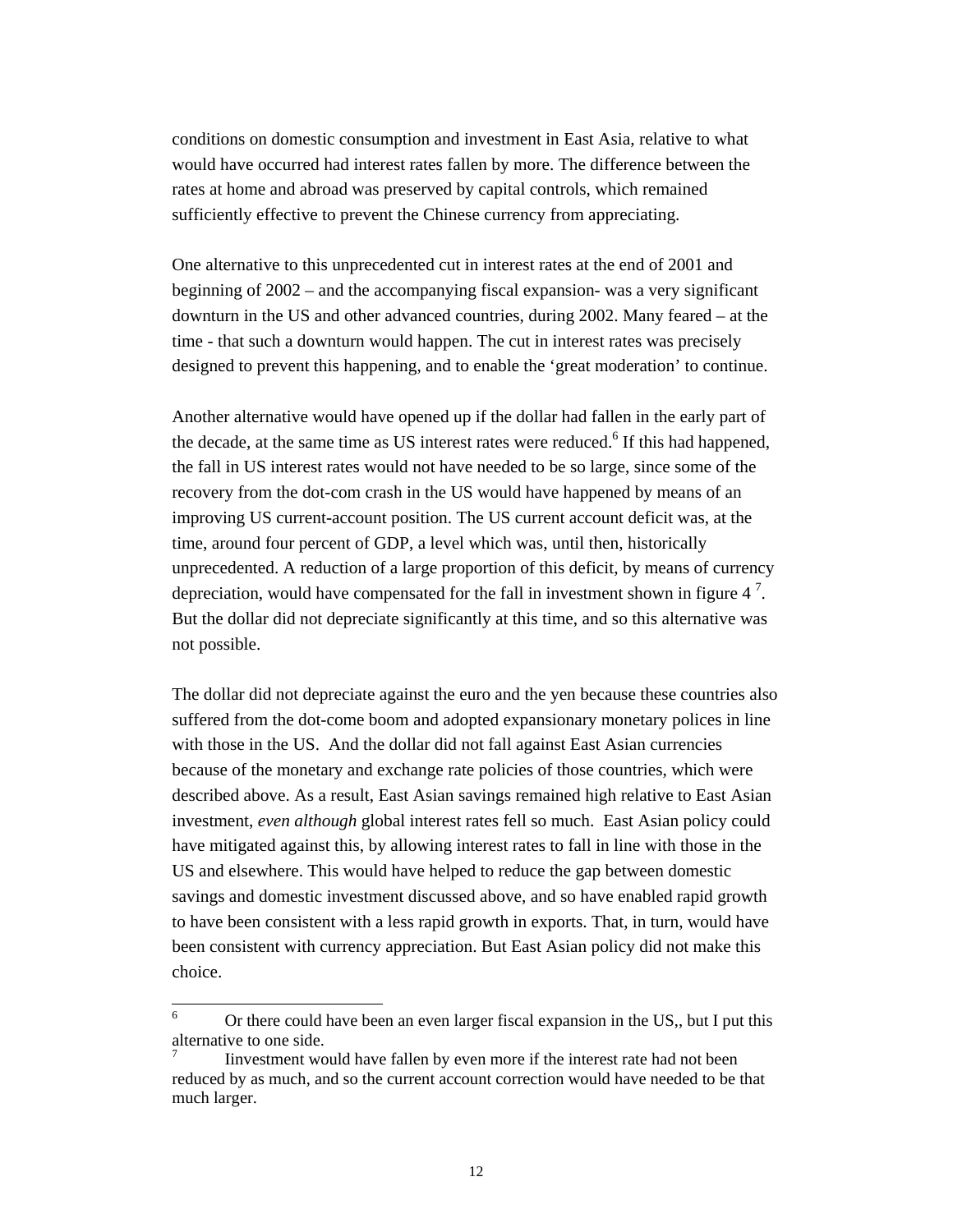conditions on domestic consumption and investment in East Asia, relative to what would have occurred had interest rates fallen by more. The difference between the rates at home and abroad was preserved by capital controls, which remained sufficiently effective to prevent the Chinese currency from appreciating.

One alternative to this unprecedented cut in interest rates at the end of 2001 and beginning of 2002 – and the accompanying fiscal expansion- was a very significant downturn in the US and other advanced countries, during 2002. Many feared – at the time - that such a downturn would happen. The cut in interest rates was precisely designed to prevent this happening, and to enable the 'great moderation' to continue.

Another alternative would have opened up if the dollar had fallen in the early part of the decade, at the same time as US interest rates were reduced.[6] If this had happened, the fall in US interest rates would not have needed to be so large, since some of the recovery from the dot-com crash in the US would have happened by means of an improving US current-account position. The US current account deficit was, at the time, around four percent of GDP, a level which was, until then, historically unprecedented. A reduction of a large proportion of this deficit, by means of currency depreciation, would have compensated for the fall in investment shown in figure 4 [7]. But the dollar did not depreciate significantly at this time, and so this alternative was not possible.

The dollar did not depreciate against the euro and the yen because these countries also suffered from the dot-come boom and adopted expansionary monetary polices in line with those in the US. And the dollar did not fall against East Asian currencies because of the monetary and exchange rate policies of those countries, which were described above. As a result, East Asian savings remained high relative to East Asian investment, *even although* global interest rates fell so much. East Asian policy could have mitigated against this, by allowing interest rates to fall in line with those in the US and elsewhere. This would have helped to reduce the gap between domestic savings and domestic investment discussed above, and so have enabled rapid growth to have been consistent with a less rapid growth in exports. That, in turn, would have been consistent with currency appreciation. But East Asian policy did not make this choice.

---

[6] Or there could have been an even larger fiscal expansion in the US,, but I put this alternative to one side.

[7] Iinvestment would have fallen by even more if the interest rate had not been reduced by as much, and so the current account correction would have needed to be that much larger.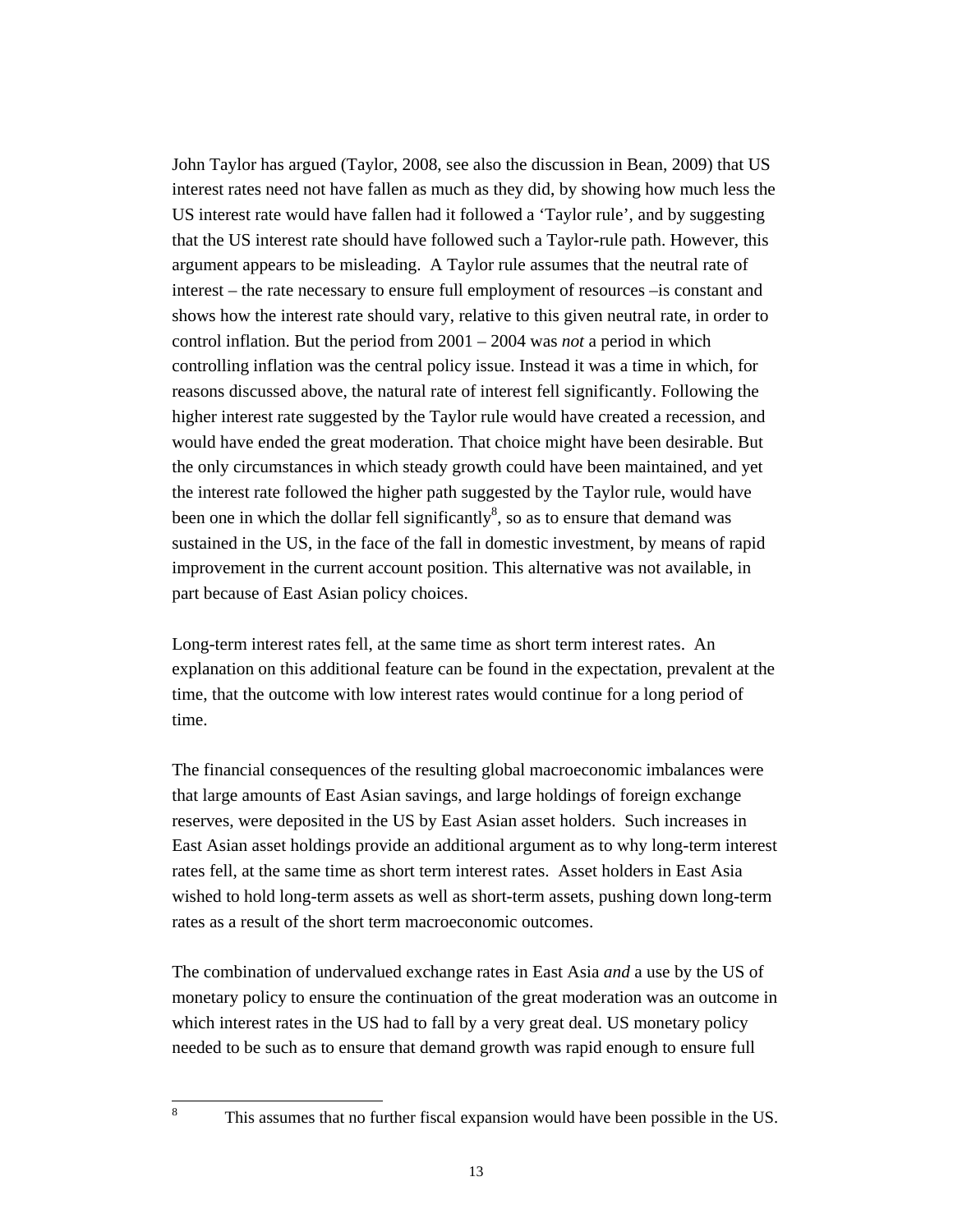John Taylor has argued (Taylor, 2008, see also the discussion in Bean, 2009) that US interest rates need not have fallen as much as they did, by showing how much less the US interest rate would have fallen had it followed a 'Taylor rule', and by suggesting that the US interest rate should have followed such a Taylor-rule path. However, this argument appears to be misleading. A Taylor rule assumes that the neutral rate of interest – the rate necessary to ensure full employment of resources –is constant and shows how the interest rate should vary, relative to this given neutral rate, in order to control inflation. But the period from 2001 – 2004 was *not* a period in which controlling inflation was the central policy issue. Instead it was a time in which, for reasons discussed above, the natural rate of interest fell significantly. Following the higher interest rate suggested by the Taylor rule would have created a recession, and would have ended the great moderation. That choice might have been desirable. But the only circumstances in which steady growth could have been maintained, and yet the interest rate followed the higher path suggested by the Taylor rule, would have been one in which the dollar fell significantly[8], so as to ensure that demand was sustained in the US, in the face of the fall in domestic investment, by means of rapid improvement in the current account position. This alternative was not available, in part because of East Asian policy choices.

Long-term interest rates fell, at the same time as short term interest rates. An explanation on this additional feature can be found in the expectation, prevalent at the time, that the outcome with low interest rates would continue for a long period of time.

The financial consequences of the resulting global macroeconomic imbalances were that large amounts of East Asian savings, and large holdings of foreign exchange reserves, were deposited in the US by East Asian asset holders. Such increases in East Asian asset holdings provide an additional argument as to why long-term interest rates fell, at the same time as short term interest rates. Asset holders in East Asia wished to hold long-term assets as well as short-term assets, pushing down long-term rates as a result of the short term macroeconomic outcomes.

The combination of undervalued exchange rates in East Asia *and* a use by the US of monetary policy to ensure the continuation of the great moderation was an outcome in which interest rates in the US had to fall by a very great deal. US monetary policy needed to be such as to ensure that demand growth was rapid enough to ensure full

[8] This assumes that no further fiscal expansion would have been possible in the US.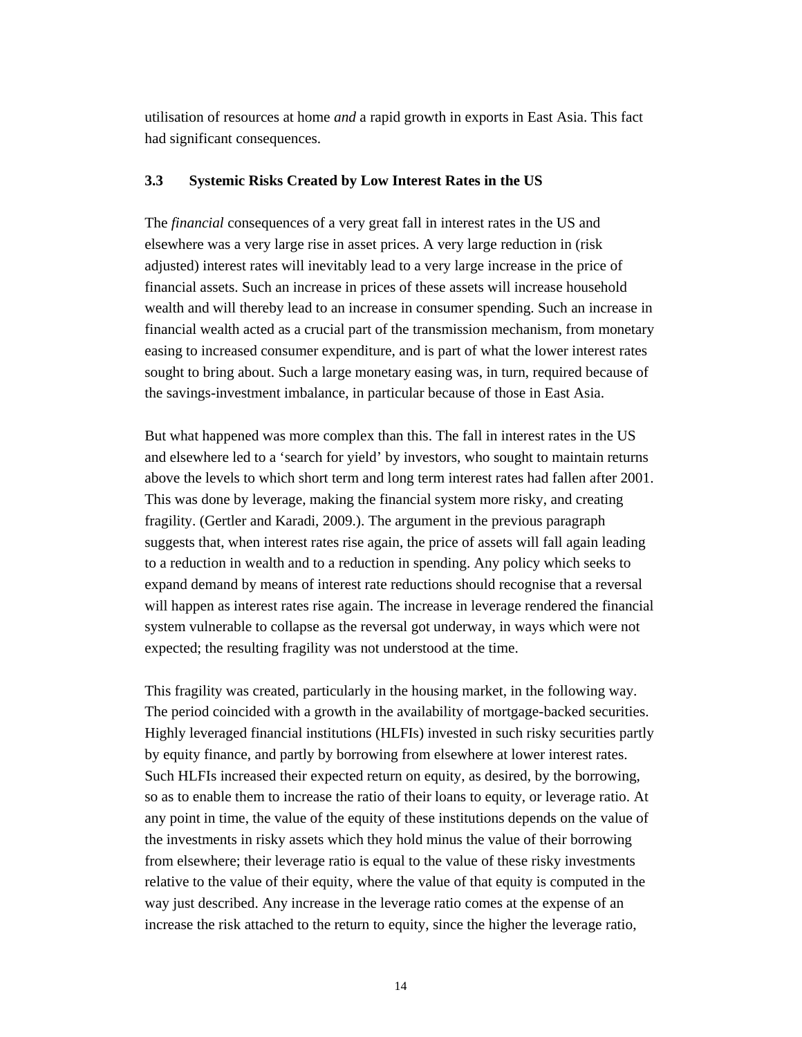utilisation of resources at home *and* a rapid growth in exports in East Asia. This fact had significant consequences.

### 3.3 Systemic Risks Created by Low Interest Rates in the US

The *financial* consequences of a very great fall in interest rates in the US and elsewhere was a very large rise in asset prices. A very large reduction in (risk adjusted) interest rates will inevitably lead to a very large increase in the price of financial assets. Such an increase in prices of these assets will increase household wealth and will thereby lead to an increase in consumer spending. Such an increase in financial wealth acted as a crucial part of the transmission mechanism, from monetary easing to increased consumer expenditure, and is part of what the lower interest rates sought to bring about. Such a large monetary easing was, in turn, required because of the savings-investment imbalance, in particular because of those in East Asia.

But what happened was more complex than this. The fall in interest rates in the US and elsewhere led to a 'search for yield' by investors, who sought to maintain returns above the levels to which short term and long term interest rates had fallen after 2001. This was done by leverage, making the financial system more risky, and creating fragility. (Gertler and Karadi, 2009.). The argument in the previous paragraph suggests that, when interest rates rise again, the price of assets will fall again leading to a reduction in wealth and to a reduction in spending. Any policy which seeks to expand demand by means of interest rate reductions should recognise that a reversal will happen as interest rates rise again. The increase in leverage rendered the financial system vulnerable to collapse as the reversal got underway, in ways which were not expected; the resulting fragility was not understood at the time.

This fragility was created, particularly in the housing market, in the following way. The period coincided with a growth in the availability of mortgage-backed securities. Highly leveraged financial institutions (HLFIs) invested in such risky securities partly by equity finance, and partly by borrowing from elsewhere at lower interest rates. Such HLFIs increased their expected return on equity, as desired, by the borrowing, so as to enable them to increase the ratio of their loans to equity, or leverage ratio. At any point in time, the value of the equity of these institutions depends on the value of the investments in risky assets which they hold minus the value of their borrowing from elsewhere; their leverage ratio is equal to the value of these risky investments relative to the value of their equity, where the value of that equity is computed in the way just described. Any increase in the leverage ratio comes at the expense of an increase the risk attached to the return to equity, since the higher the leverage ratio,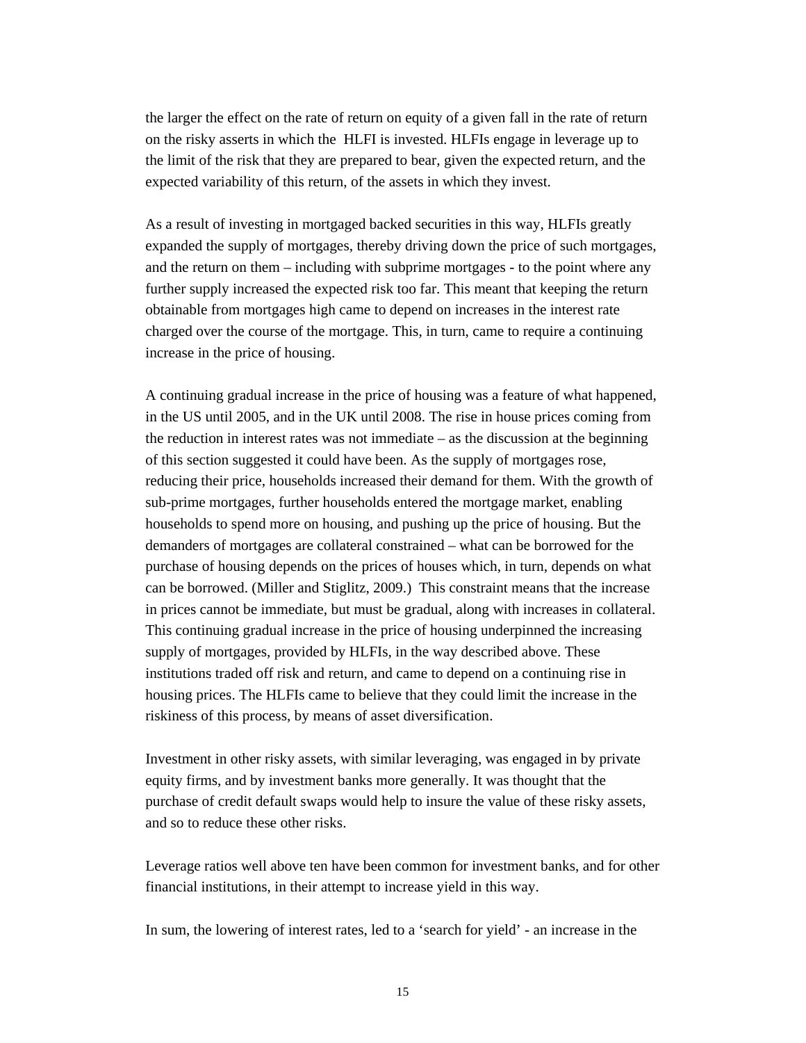the larger the effect on the rate of return on equity of a given fall in the rate of return on the risky asserts in which the HLFI is invested. HLFIs engage in leverage up to the limit of the risk that they are prepared to bear, given the expected return, and the expected variability of this return, of the assets in which they invest.

As a result of investing in mortgaged backed securities in this way, HLFIs greatly expanded the supply of mortgages, thereby driving down the price of such mortgages, and the return on them – including with subprime mortgages - to the point where any further supply increased the expected risk too far. This meant that keeping the return obtainable from mortgages high came to depend on increases in the interest rate charged over the course of the mortgage. This, in turn, came to require a continuing increase in the price of housing.

A continuing gradual increase in the price of housing was a feature of what happened, in the US until 2005, and in the UK until 2008. The rise in house prices coming from the reduction in interest rates was not immediate – as the discussion at the beginning of this section suggested it could have been. As the supply of mortgages rose, reducing their price, households increased their demand for them. With the growth of sub-prime mortgages, further households entered the mortgage market, enabling households to spend more on housing, and pushing up the price of housing. But the demanders of mortgages are collateral constrained – what can be borrowed for the purchase of housing depends on the prices of houses which, in turn, depends on what can be borrowed. (Miller and Stiglitz, 2009.) This constraint means that the increase in prices cannot be immediate, but must be gradual, along with increases in collateral. This continuing gradual increase in the price of housing underpinned the increasing supply of mortgages, provided by HLFIs, in the way described above. These institutions traded off risk and return, and came to depend on a continuing rise in housing prices. The HLFIs came to believe that they could limit the increase in the riskiness of this process, by means of asset diversification.

Investment in other risky assets, with similar leveraging, was engaged in by private equity firms, and by investment banks more generally. It was thought that the purchase of credit default swaps would help to insure the value of these risky assets, and so to reduce these other risks.

Leverage ratios well above ten have been common for investment banks, and for other financial institutions, in their attempt to increase yield in this way.

In sum, the lowering of interest rates, led to a 'search for yield' - an increase in the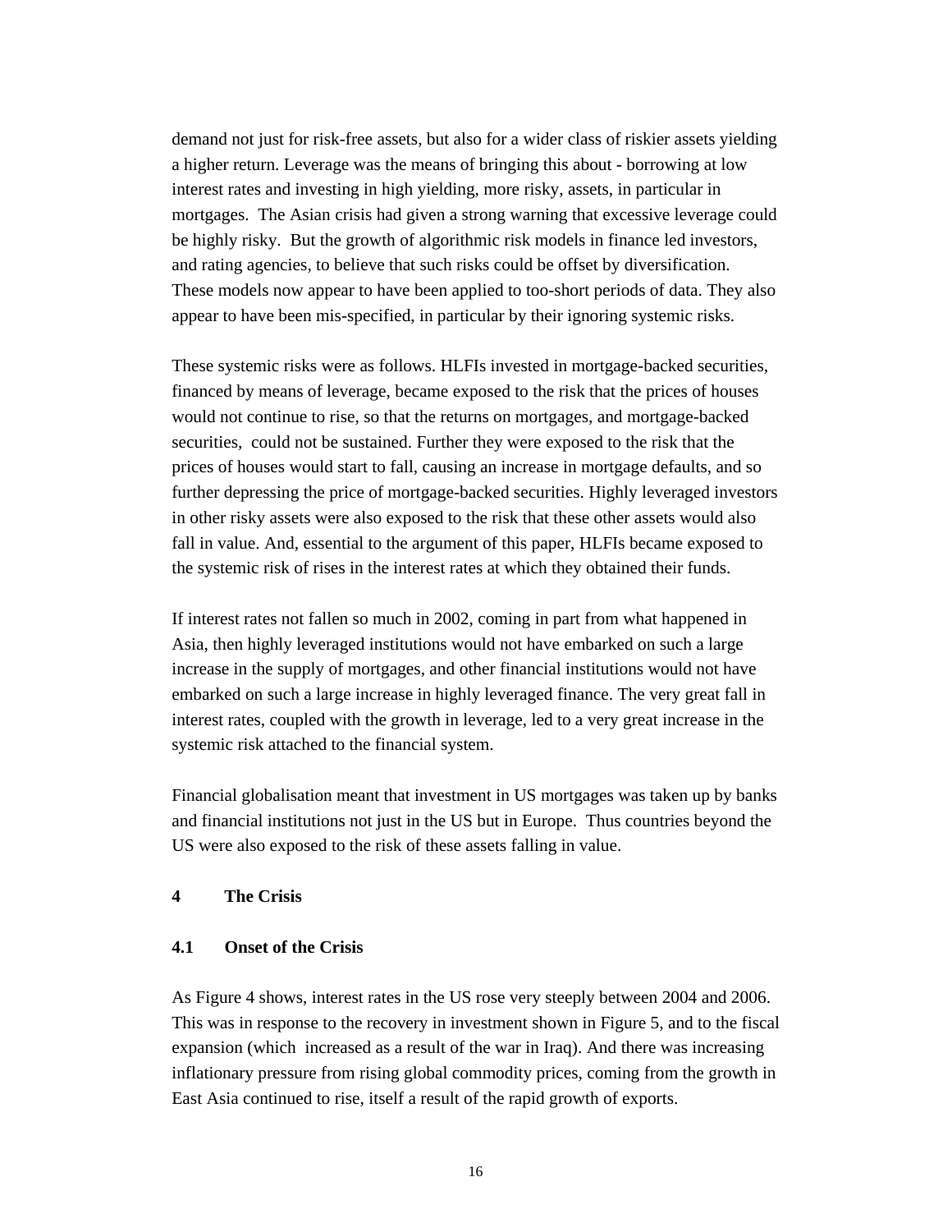demand not just for risk-free assets, but also for a wider class of riskier assets yielding a higher return. Leverage was the means of bringing this about - borrowing at low interest rates and investing in high yielding, more risky, assets, in particular in mortgages. The Asian crisis had given a strong warning that excessive leverage could be highly risky. But the growth of algorithmic risk models in finance led investors, and rating agencies, to believe that such risks could be offset by diversification. These models now appear to have been applied to too-short periods of data. They also appear to have been mis-specified, in particular by their ignoring systemic risks.

These systemic risks were as follows. HLFIs invested in mortgage-backed securities, financed by means of leverage, became exposed to the risk that the prices of houses would not continue to rise, so that the returns on mortgages, and mortgage-backed securities, could not be sustained. Further they were exposed to the risk that the prices of houses would start to fall, causing an increase in mortgage defaults, and so further depressing the price of mortgage-backed securities. Highly leveraged investors in other risky assets were also exposed to the risk that these other assets would also fall in value. And, essential to the argument of this paper, HLFIs became exposed to the systemic risk of rises in the interest rates at which they obtained their funds.

If interest rates not fallen so much in 2002, coming in part from what happened in Asia, then highly leveraged institutions would not have embarked on such a large increase in the supply of mortgages, and other financial institutions would not have embarked on such a large increase in highly leveraged finance. The very great fall in interest rates, coupled with the growth in leverage, led to a very great increase in the systemic risk attached to the financial system.

Financial globalisation meant that investment in US mortgages was taken up by banks and financial institutions not just in the US but in Europe. Thus countries beyond the US were also exposed to the risk of these assets falling in value.

# 4 The Crisis

## 4.1 Onset of the Crisis

As Figure 4 shows, interest rates in the US rose very steeply between 2004 and 2006. This was in response to the recovery in investment shown in Figure 5, and to the fiscal expansion (which increased as a result of the war in Iraq). And there was increasing inflationary pressure from rising global commodity prices, coming from the growth in East Asia continued to rise, itself a result of the rapid growth of exports.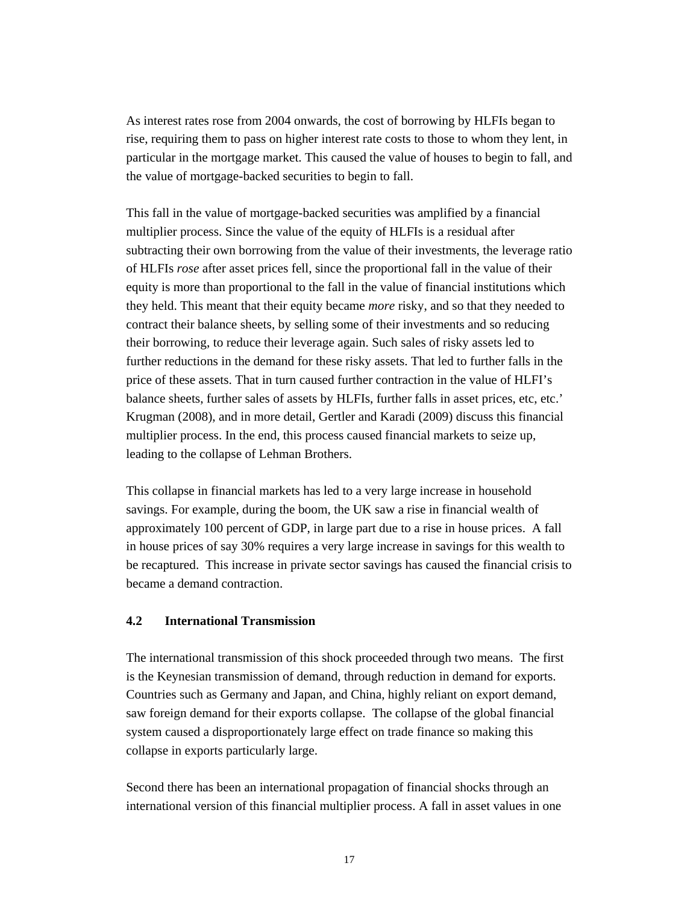As interest rates rose from 2004 onwards, the cost of borrowing by HLFIs began to rise, requiring them to pass on higher interest rate costs to those to whom they lent, in particular in the mortgage market. This caused the value of houses to begin to fall, and the value of mortgage-backed securities to begin to fall.

This fall in the value of mortgage-backed securities was amplified by a financial multiplier process. Since the value of the equity of HLFIs is a residual after subtracting their own borrowing from the value of their investments, the leverage ratio of HLFIs *rose* after asset prices fell, since the proportional fall in the value of their equity is more than proportional to the fall in the value of financial institutions which they held. This meant that their equity became *more* risky, and so that they needed to contract their balance sheets, by selling some of their investments and so reducing their borrowing, to reduce their leverage again. Such sales of risky assets led to further reductions in the demand for these risky assets. That led to further falls in the price of these assets. That in turn caused further contraction in the value of HLFI's balance sheets, further sales of assets by HLFIs, further falls in asset prices, etc, etc.' Krugman (2008), and in more detail, Gertler and Karadi (2009) discuss this financial multiplier process. In the end, this process caused financial markets to seize up, leading to the collapse of Lehman Brothers.

This collapse in financial markets has led to a very large increase in household savings. For example, during the boom, the UK saw a rise in financial wealth of approximately 100 percent of GDP, in large part due to a rise in house prices. A fall in house prices of say 30% requires a very large increase in savings for this wealth to be recaptured. This increase in private sector savings has caused the financial crisis to became a demand contraction.

### 4.2 International Transmission

The international transmission of this shock proceeded through two means. The first is the Keynesian transmission of demand, through reduction in demand for exports. Countries such as Germany and Japan, and China, highly reliant on export demand, saw foreign demand for their exports collapse. The collapse of the global financial system caused a disproportionately large effect on trade finance so making this collapse in exports particularly large.

Second there has been an international propagation of financial shocks through an international version of this financial multiplier process. A fall in asset values in one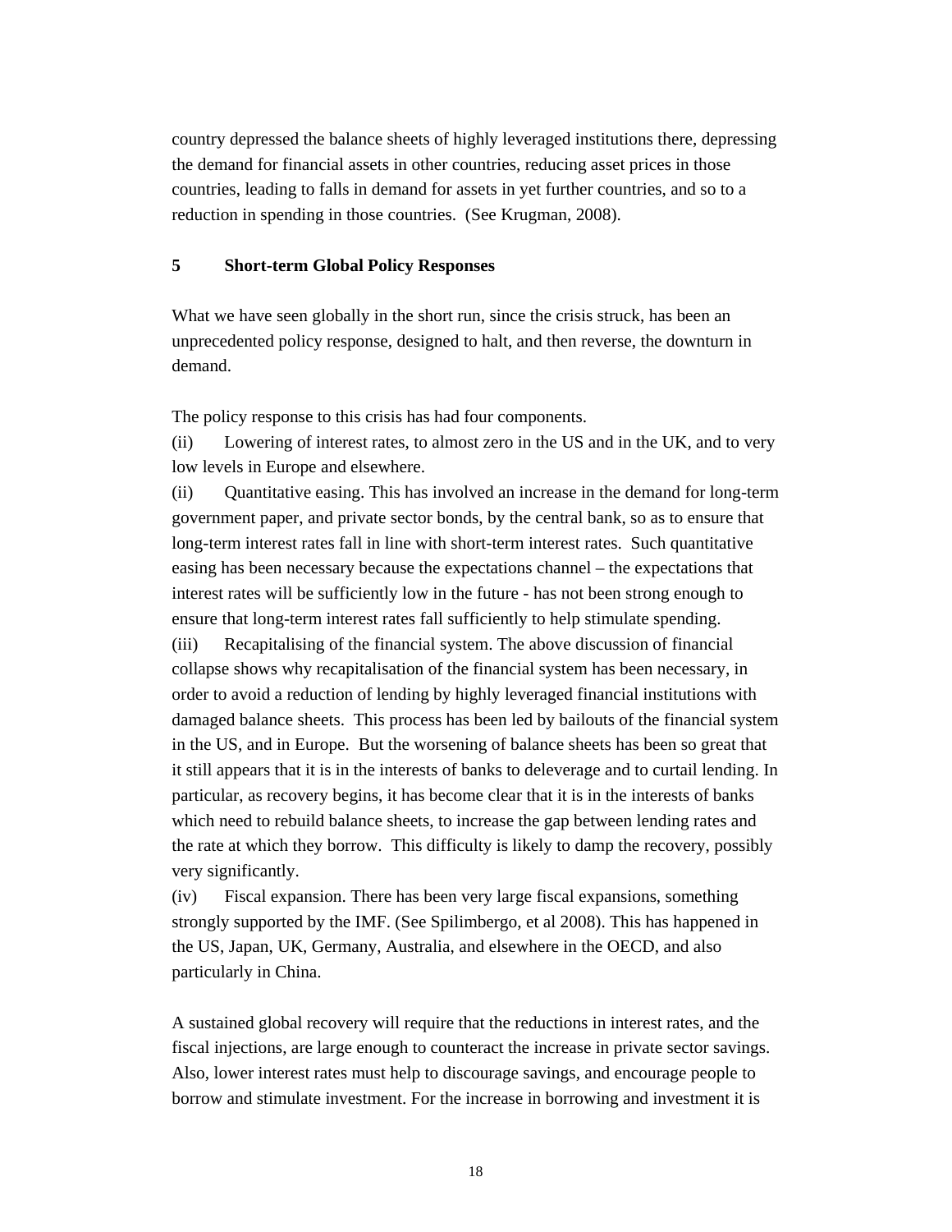country depressed the balance sheets of highly leveraged institutions there, depressing the demand for financial assets in other countries, reducing asset prices in those countries, leading to falls in demand for assets in yet further countries, and so to a reduction in spending in those countries. (See Krugman, 2008).

## 5 Short-term Global Policy Responses

What we have seen globally in the short run, since the crisis struck, has been an unprecedented policy response, designed to halt, and then reverse, the downturn in demand.

The policy response to this crisis has had four components.

(ii) Lowering of interest rates, to almost zero in the US and in the UK, and to very low levels in Europe and elsewhere.

(ii) Quantitative easing. This has involved an increase in the demand for long-term government paper, and private sector bonds, by the central bank, so as to ensure that long-term interest rates fall in line with short-term interest rates. Such quantitative easing has been necessary because the expectations channel – the expectations that interest rates will be sufficiently low in the future - has not been strong enough to ensure that long-term interest rates fall sufficiently to help stimulate spending.

(iii) Recapitalising of the financial system. The above discussion of financial collapse shows why recapitalisation of the financial system has been necessary, in order to avoid a reduction of lending by highly leveraged financial institutions with damaged balance sheets. This process has been led by bailouts of the financial system in the US, and in Europe. But the worsening of balance sheets has been so great that it still appears that it is in the interests of banks to deleverage and to curtail lending. In particular, as recovery begins, it has become clear that it is in the interests of banks which need to rebuild balance sheets, to increase the gap between lending rates and the rate at which they borrow. This difficulty is likely to damp the recovery, possibly very significantly.

(iv) Fiscal expansion. There has been very large fiscal expansions, something strongly supported by the IMF. (See Spilimbergo, et al 2008). This has happened in the US, Japan, UK, Germany, Australia, and elsewhere in the OECD, and also particularly in China.

A sustained global recovery will require that the reductions in interest rates, and the fiscal injections, are large enough to counteract the increase in private sector savings. Also, lower interest rates must help to discourage savings, and encourage people to borrow and stimulate investment. For the increase in borrowing and investment it is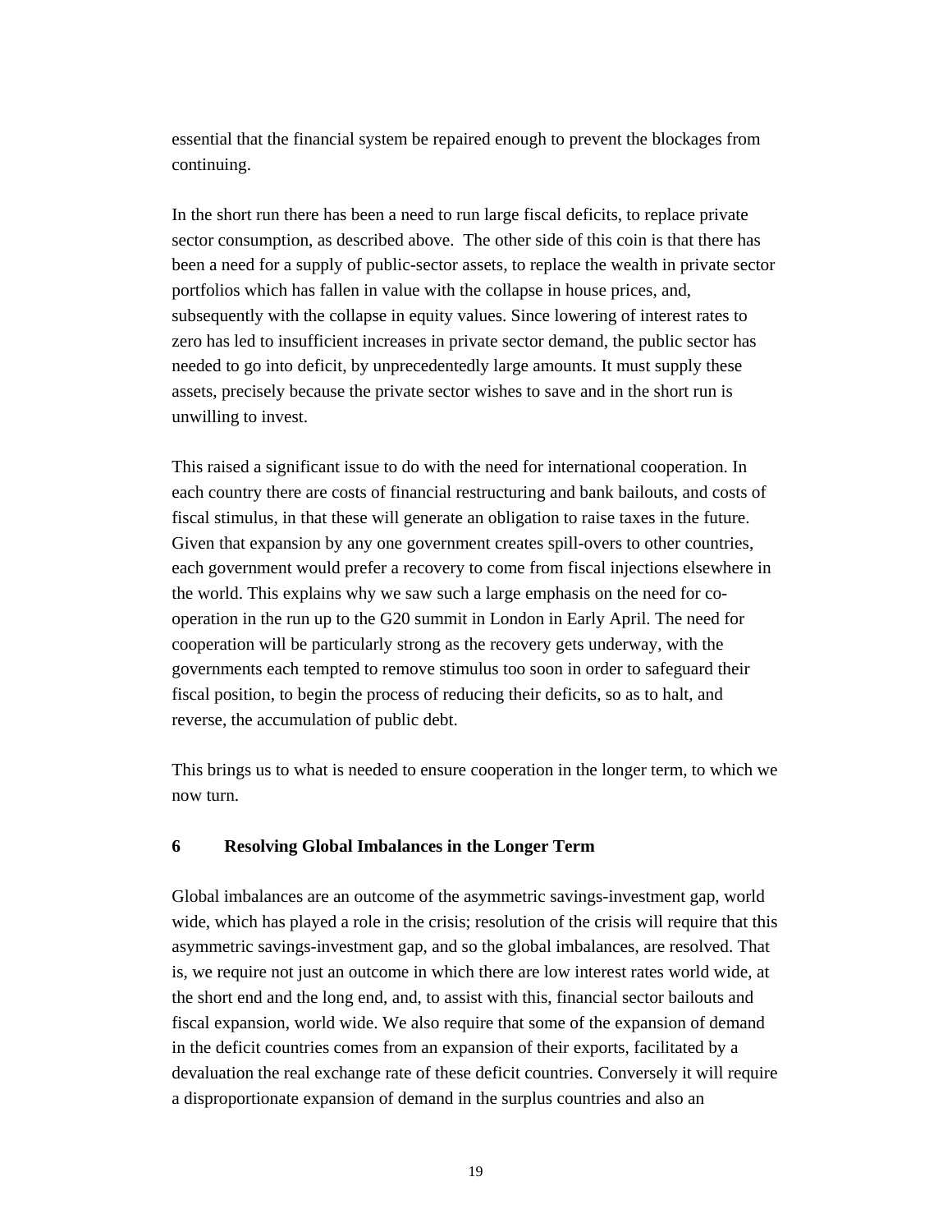essential that the financial system be repaired enough to prevent the blockages from continuing.

In the short run there has been a need to run large fiscal deficits, to replace private sector consumption, as described above. The other side of this coin is that there has been a need for a supply of public-sector assets, to replace the wealth in private sector portfolios which has fallen in value with the collapse in house prices, and, subsequently with the collapse in equity values. Since lowering of interest rates to zero has led to insufficient increases in private sector demand, the public sector has needed to go into deficit, by unprecedentedly large amounts. It must supply these assets, precisely because the private sector wishes to save and in the short run is unwilling to invest.

This raised a significant issue to do with the need for international cooperation. In each country there are costs of financial restructuring and bank bailouts, and costs of fiscal stimulus, in that these will generate an obligation to raise taxes in the future. Given that expansion by any one government creates spill-overs to other countries, each government would prefer a recovery to come from fiscal injections elsewhere in the world. This explains why we saw such a large emphasis on the need for co-operation in the run up to the G20 summit in London in Early April. The need for cooperation will be particularly strong as the recovery gets underway, with the governments each tempted to remove stimulus too soon in order to safeguard their fiscal position, to begin the process of reducing their deficits, so as to halt, and reverse, the accumulation of public debt.

This brings us to what is needed to ensure cooperation in the longer term, to which we now turn.

## 6 Resolving Global Imbalances in the Longer Term

Global imbalances are an outcome of the asymmetric savings-investment gap, world wide, which has played a role in the crisis; resolution of the crisis will require that this asymmetric savings-investment gap, and so the global imbalances, are resolved. That is, we require not just an outcome in which there are low interest rates world wide, at the short end and the long end, and, to assist with this, financial sector bailouts and fiscal expansion, world wide. We also require that some of the expansion of demand in the deficit countries comes from an expansion of their exports, facilitated by a devaluation the real exchange rate of these deficit countries. Conversely it will require a disproportionate expansion of demand in the surplus countries and also an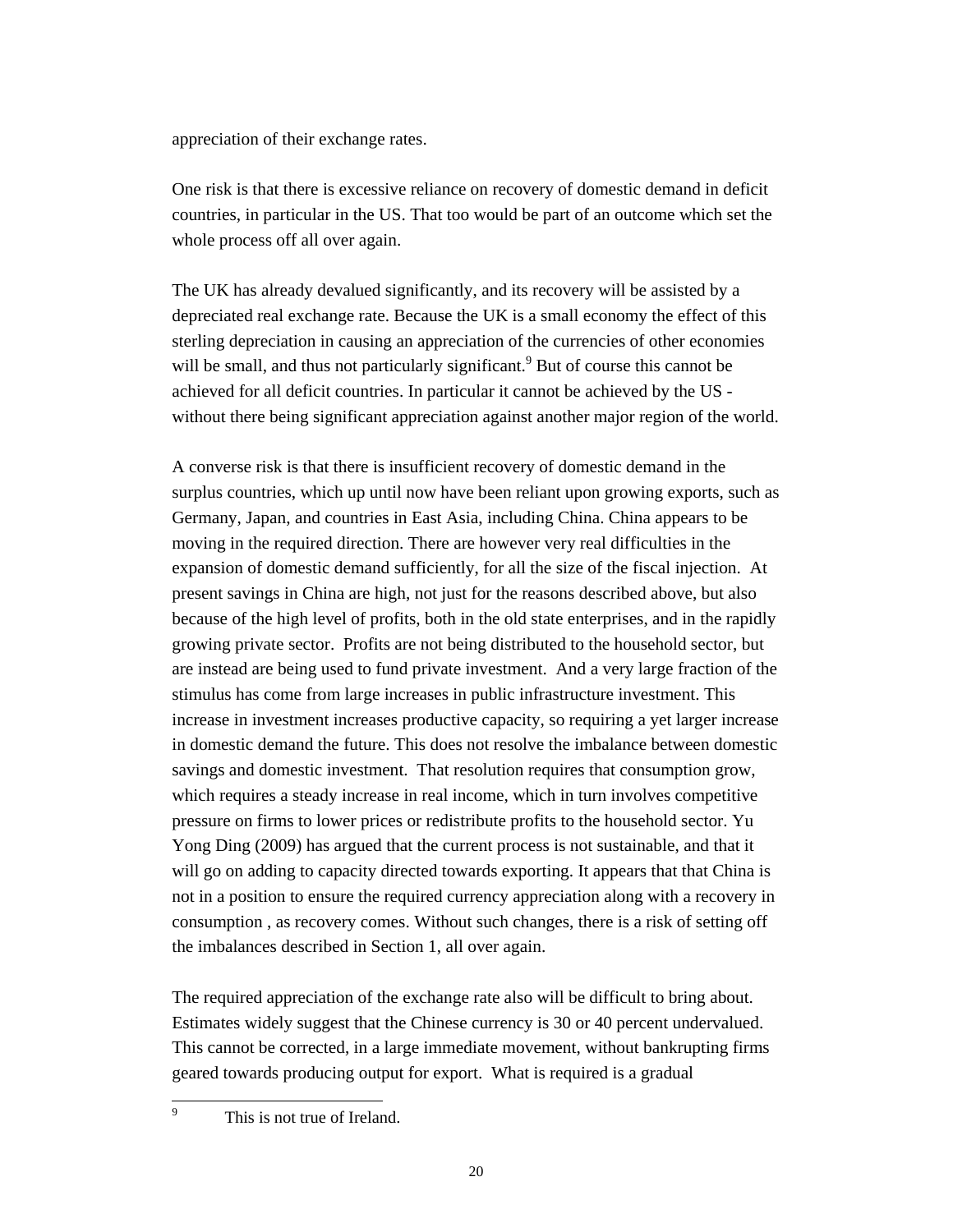appreciation of their exchange rates.

One risk is that there is excessive reliance on recovery of domestic demand in deficit countries, in particular in the US. That too would be part of an outcome which set the whole process off all over again.

The UK has already devalued significantly, and its recovery will be assisted by a depreciated real exchange rate. Because the UK is a small economy the effect of this sterling depreciation in causing an appreciation of the currencies of other economies will be small, and thus not particularly significant.[9] But of course this cannot be achieved for all deficit countries. In particular it cannot be achieved by the US - without there being significant appreciation against another major region of the world.

A converse risk is that there is insufficient recovery of domestic demand in the surplus countries, which up until now have been reliant upon growing exports, such as Germany, Japan, and countries in East Asia, including China. China appears to be moving in the required direction. There are however very real difficulties in the expansion of domestic demand sufficiently, for all the size of the fiscal injection. At present savings in China are high, not just for the reasons described above, but also because of the high level of profits, both in the old state enterprises, and in the rapidly growing private sector. Profits are not being distributed to the household sector, but are instead are being used to fund private investment. And a very large fraction of the stimulus has come from large increases in public infrastructure investment. This increase in investment increases productive capacity, so requiring a yet larger increase in domestic demand the future. This does not resolve the imbalance between domestic savings and domestic investment. That resolution requires that consumption grow, which requires a steady increase in real income, which in turn involves competitive pressure on firms to lower prices or redistribute profits to the household sector. Yu Yong Ding (2009) has argued that the current process is not sustainable, and that it will go on adding to capacity directed towards exporting. It appears that that China is not in a position to ensure the required currency appreciation along with a recovery in consumption , as recovery comes. Without such changes, there is a risk of setting off the imbalances described in Section 1, all over again.

The required appreciation of the exchange rate also will be difficult to bring about. Estimates widely suggest that the Chinese currency is 30 or 40 percent undervalued. This cannot be corrected, in a large immediate movement, without bankrupting firms geared towards producing output for export. What is required is a gradual

[9] This is not true of Ireland.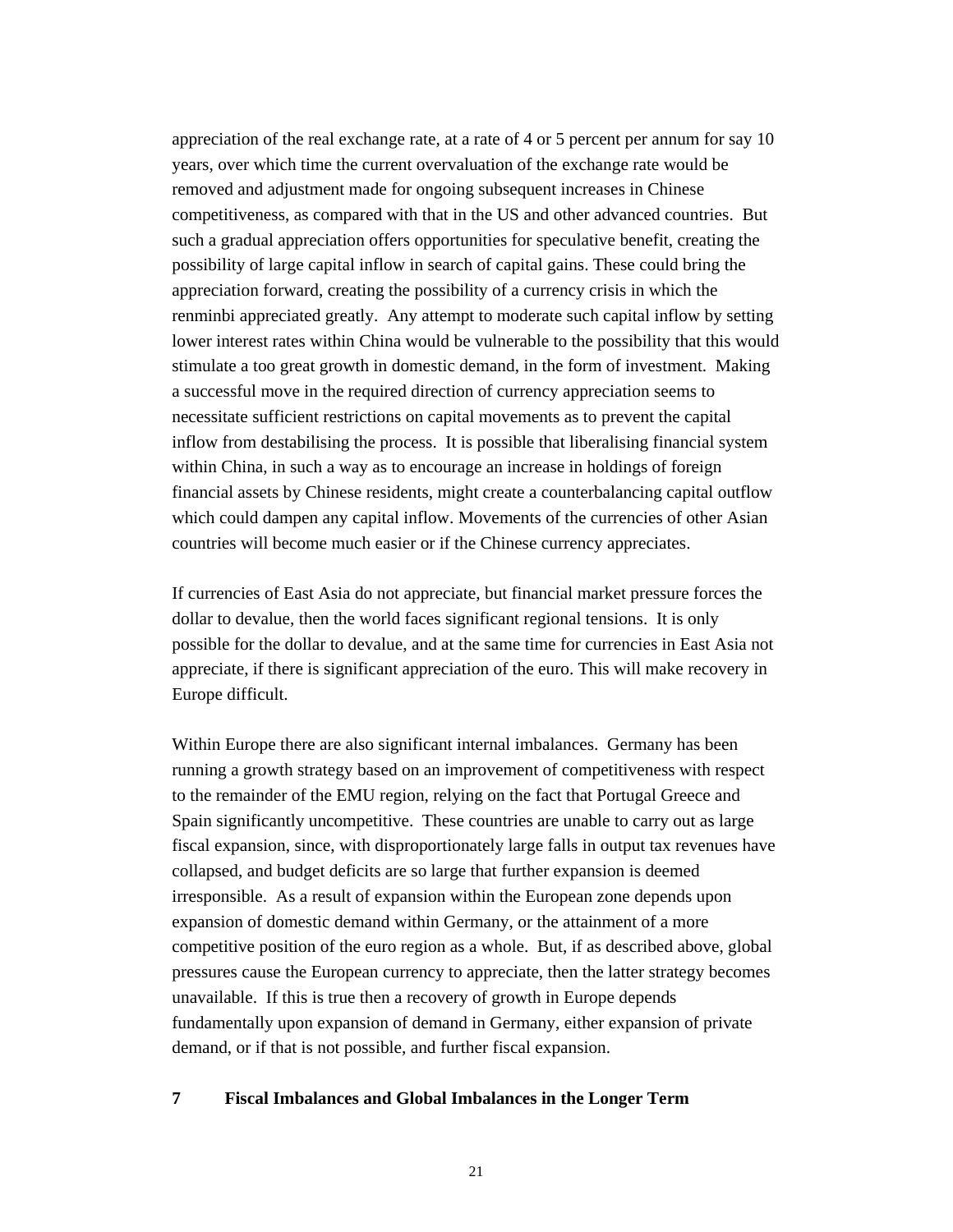appreciation of the real exchange rate, at a rate of 4 or 5 percent per annum for say 10 years, over which time the current overvaluation of the exchange rate would be removed and adjustment made for ongoing subsequent increases in Chinese competitiveness, as compared with that in the US and other advanced countries. But such a gradual appreciation offers opportunities for speculative benefit, creating the possibility of large capital inflow in search of capital gains. These could bring the appreciation forward, creating the possibility of a currency crisis in which the renminbi appreciated greatly. Any attempt to moderate such capital inflow by setting lower interest rates within China would be vulnerable to the possibility that this would stimulate a too great growth in domestic demand, in the form of investment. Making a successful move in the required direction of currency appreciation seems to necessitate sufficient restrictions on capital movements as to prevent the capital inflow from destabilising the process. It is possible that liberalising financial system within China, in such a way as to encourage an increase in holdings of foreign financial assets by Chinese residents, might create a counterbalancing capital outflow which could dampen any capital inflow. Movements of the currencies of other Asian countries will become much easier or if the Chinese currency appreciates.

If currencies of East Asia do not appreciate, but financial market pressure forces the dollar to devalue, then the world faces significant regional tensions. It is only possible for the dollar to devalue, and at the same time for currencies in East Asia not appreciate, if there is significant appreciation of the euro. This will make recovery in Europe difficult.

Within Europe there are also significant internal imbalances. Germany has been running a growth strategy based on an improvement of competitiveness with respect to the remainder of the EMU region, relying on the fact that Portugal Greece and Spain significantly uncompetitive. These countries are unable to carry out as large fiscal expansion, since, with disproportionately large falls in output tax revenues have collapsed, and budget deficits are so large that further expansion is deemed irresponsible. As a result of expansion within the European zone depends upon expansion of domestic demand within Germany, or the attainment of a more competitive position of the euro region as a whole. But, if as described above, global pressures cause the European currency to appreciate, then the latter strategy becomes unavailable. If this is true then a recovery of growth in Europe depends fundamentally upon expansion of demand in Germany, either expansion of private demand, or if that is not possible, and further fiscal expansion.

## 7 Fiscal Imbalances and Global Imbalances in the Longer Term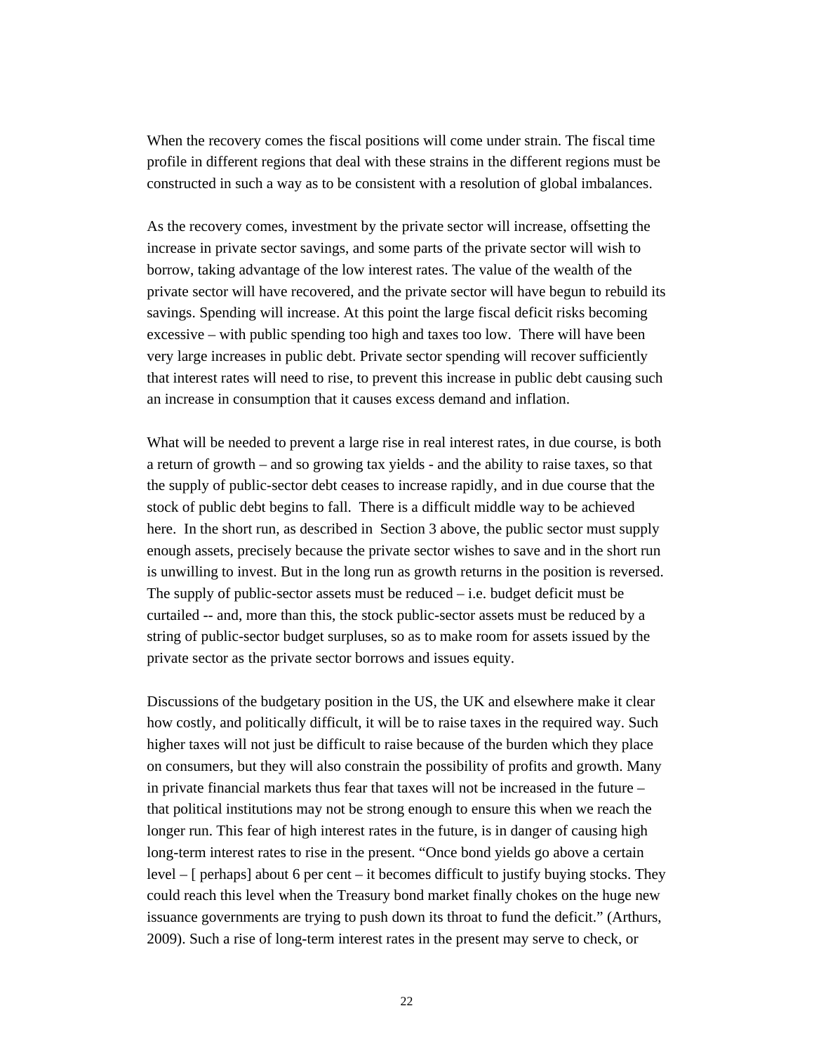When the recovery comes the fiscal positions will come under strain. The fiscal time profile in different regions that deal with these strains in the different regions must be constructed in such a way as to be consistent with a resolution of global imbalances.

As the recovery comes, investment by the private sector will increase, offsetting the increase in private sector savings, and some parts of the private sector will wish to borrow, taking advantage of the low interest rates. The value of the wealth of the private sector will have recovered, and the private sector will have begun to rebuild its savings. Spending will increase. At this point the large fiscal deficit risks becoming excessive – with public spending too high and taxes too low. There will have been very large increases in public debt. Private sector spending will recover sufficiently that interest rates will need to rise, to prevent this increase in public debt causing such an increase in consumption that it causes excess demand and inflation.

What will be needed to prevent a large rise in real interest rates, in due course, is both a return of growth – and so growing tax yields - and the ability to raise taxes, so that the supply of public-sector debt ceases to increase rapidly, and in due course that the stock of public debt begins to fall. There is a difficult middle way to be achieved here. In the short run, as described in Section 3 above, the public sector must supply enough assets, precisely because the private sector wishes to save and in the short run is unwilling to invest. But in the long run as growth returns in the position is reversed. The supply of public-sector assets must be reduced – i.e. budget deficit must be curtailed -- and, more than this, the stock public-sector assets must be reduced by a string of public-sector budget surpluses, so as to make room for assets issued by the private sector as the private sector borrows and issues equity.

Discussions of the budgetary position in the US, the UK and elsewhere make it clear how costly, and politically difficult, it will be to raise taxes in the required way. Such higher taxes will not just be difficult to raise because of the burden which they place on consumers, but they will also constrain the possibility of profits and growth. Many in private financial markets thus fear that taxes will not be increased in the future – that political institutions may not be strong enough to ensure this when we reach the longer run. This fear of high interest rates in the future, is in danger of causing high long-term interest rates to rise in the present. “Once bond yields go above a certain level – [ perhaps] about 6 per cent – it becomes difficult to justify buying stocks. They could reach this level when the Treasury bond market finally chokes on the huge new issuance governments are trying to push down its throat to fund the deficit.” (Arthurs, 2009). Such a rise of long-term interest rates in the present may serve to check, or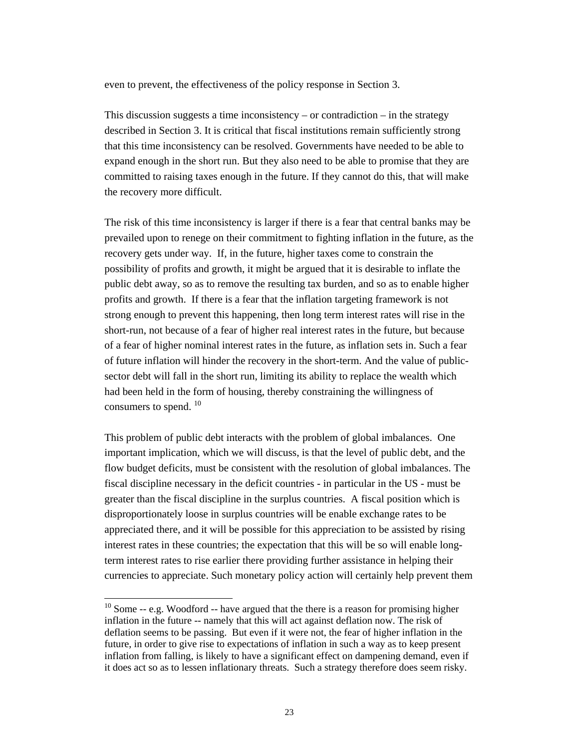even to prevent, the effectiveness of the policy response in Section 3.

This discussion suggests a time inconsistency – or contradiction – in the strategy described in Section 3. It is critical that fiscal institutions remain sufficiently strong that this time inconsistency can be resolved. Governments have needed to be able to expand enough in the short run. But they also need to be able to promise that they are committed to raising taxes enough in the future. If they cannot do this, that will make the recovery more difficult.

The risk of this time inconsistency is larger if there is a fear that central banks may be prevailed upon to renege on their commitment to fighting inflation in the future, as the recovery gets under way. If, in the future, higher taxes come to constrain the possibility of profits and growth, it might be argued that it is desirable to inflate the public debt away, so as to remove the resulting tax burden, and so as to enable higher profits and growth. If there is a fear that the inflation targeting framework is not strong enough to prevent this happening, then long term interest rates will rise in the short-run, not because of a fear of higher real interest rates in the future, but because of a fear of higher nominal interest rates in the future, as inflation sets in. Such a fear of future inflation will hinder the recovery in the short-term. And the value of public-sector debt will fall in the short run, limiting its ability to replace the wealth which had been held in the form of housing, thereby constraining the willingness of consumers to spend. [10]

This problem of public debt interacts with the problem of global imbalances. One important implication, which we will discuss, is that the level of public debt, and the flow budget deficits, must be consistent with the resolution of global imbalances. The fiscal discipline necessary in the deficit countries - in particular in the US - must be greater than the fiscal discipline in the surplus countries. A fiscal position which is disproportionately loose in surplus countries will be enable exchange rates to be appreciated there, and it will be possible for this appreciation to be assisted by rising interest rates in these countries; the expectation that this will be so will enable long-term interest rates to rise earlier there providing further assistance in helping their currencies to appreciate. Such monetary policy action will certainly help prevent them

[10] Some -- e.g. Woodford -- have argued that the there is a reason for promising higher inflation in the future -- namely that this will act against deflation now. The risk of deflation seems to be passing. But even if it were not, the fear of higher inflation in the future, in order to give rise to expectations of inflation in such a way as to keep present inflation from falling, is likely to have a significant effect on dampening demand, even if it does act so as to lessen inflationary threats. Such a strategy therefore does seem risky.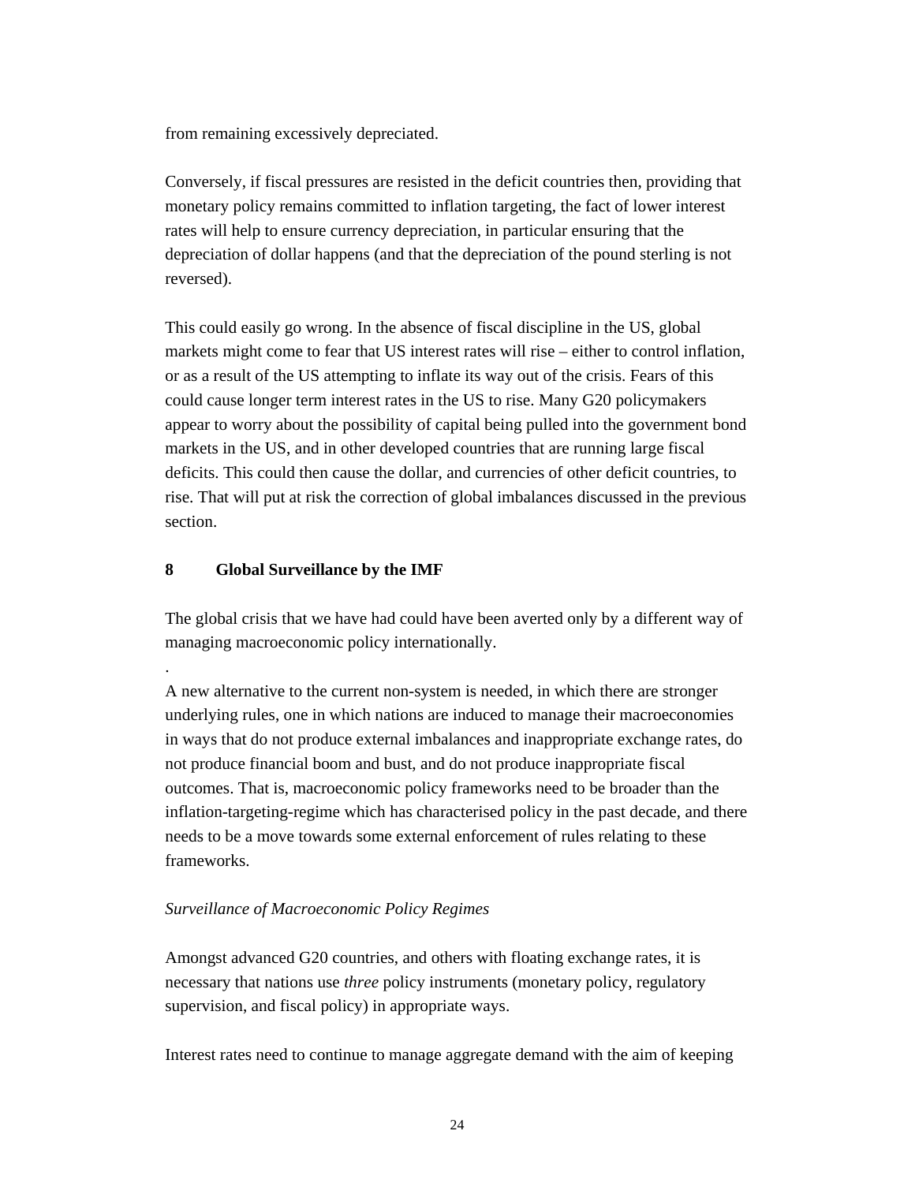from remaining excessively depreciated.

Conversely, if fiscal pressures are resisted in the deficit countries then, providing that monetary policy remains committed to inflation targeting, the fact of lower interest rates will help to ensure currency depreciation, in particular ensuring that the depreciation of dollar happens (and that the depreciation of the pound sterling is not reversed).

This could easily go wrong. In the absence of fiscal discipline in the US, global markets might come to fear that US interest rates will rise – either to control inflation, or as a result of the US attempting to inflate its way out of the crisis. Fears of this could cause longer term interest rates in the US to rise. Many G20 policymakers appear to worry about the possibility of capital being pulled into the government bond markets in the US, and in other developed countries that are running large fiscal deficits. This could then cause the dollar, and currencies of other deficit countries, to rise. That will put at risk the correction of global imbalances discussed in the previous section.

## 8 Global Surveillance by the IMF

The global crisis that we have had could have been averted only by a different way of managing macroeconomic policy internationally.

.

A new alternative to the current non-system is needed, in which there are stronger underlying rules, one in which nations are induced to manage their macroeconomies in ways that do not produce external imbalances and inappropriate exchange rates, do not produce financial boom and bust, and do not produce inappropriate fiscal outcomes. That is, macroeconomic policy frameworks need to be broader than the inflation-targeting-regime which has characterised policy in the past decade, and there needs to be a move towards some external enforcement of rules relating to these frameworks.

*Surveillance of Macroeconomic Policy Regimes*

Amongst advanced G20 countries, and others with floating exchange rates, it is necessary that nations use *three* policy instruments (monetary policy, regulatory supervision, and fiscal policy) in appropriate ways.

Interest rates need to continue to manage aggregate demand with the aim of keeping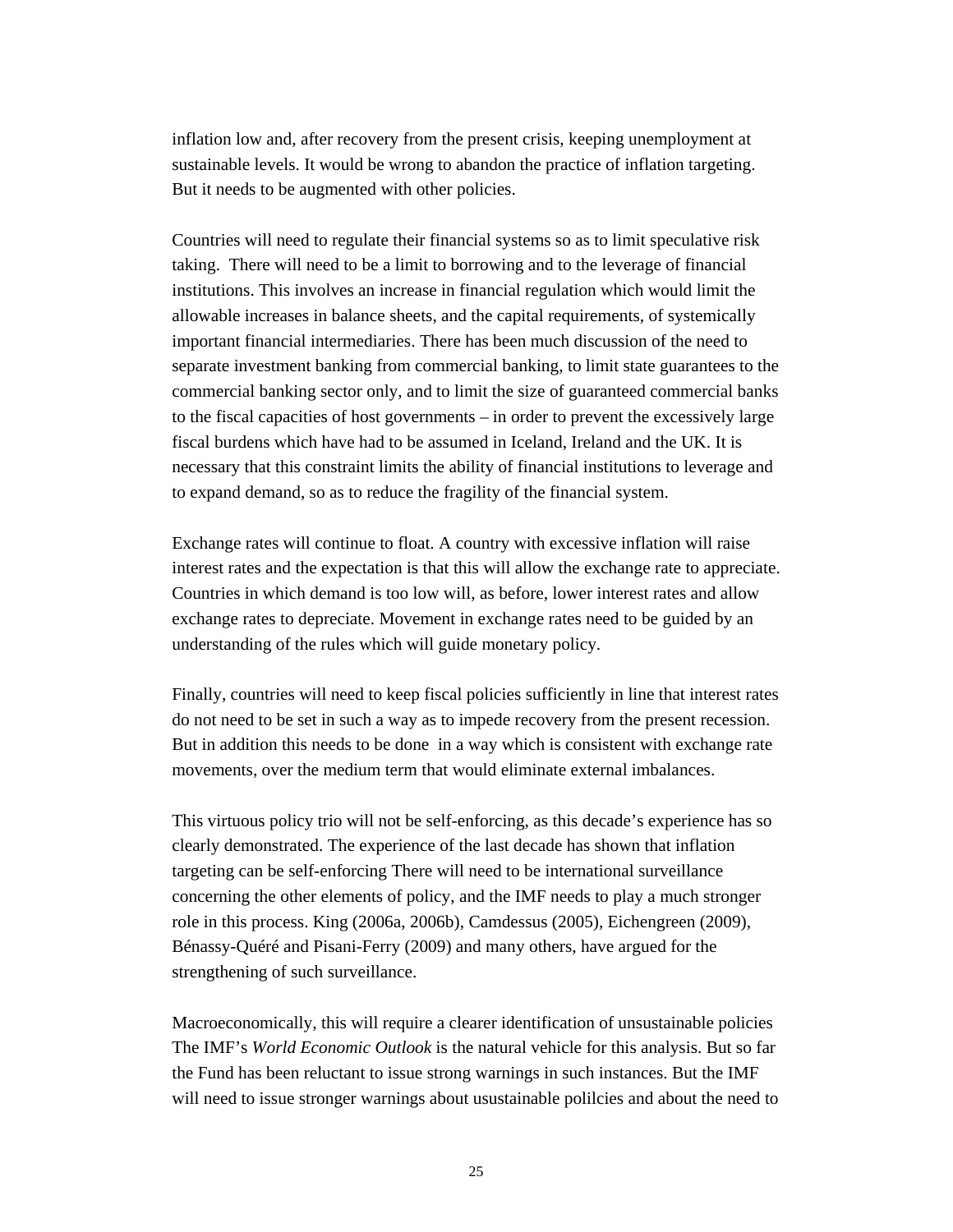inflation low and, after recovery from the present crisis, keeping unemployment at sustainable levels. It would be wrong to abandon the practice of inflation targeting. But it needs to be augmented with other policies.

Countries will need to regulate their financial systems so as to limit speculative risk taking.  There will need to be a limit to borrowing and to the leverage of financial institutions. This involves an increase in financial regulation which would limit the allowable increases in balance sheets, and the capital requirements, of systemically important financial intermediaries. There has been much discussion of the need to separate investment banking from commercial banking, to limit state guarantees to the commercial banking sector only, and to limit the size of guaranteed commercial banks to the fiscal capacities of host governments – in order to prevent the excessively large fiscal burdens which have had to be assumed in Iceland, Ireland and the UK. It is necessary that this constraint limits the ability of financial institutions to leverage and to expand demand, so as to reduce the fragility of the financial system.

Exchange rates will continue to float. A country with excessive inflation will raise interest rates and the expectation is that this will allow the exchange rate to appreciate. Countries in which demand is too low will, as before, lower interest rates and allow exchange rates to depreciate. Movement in exchange rates need to be guided by an understanding of the rules which will guide monetary policy.

Finally, countries will need to keep fiscal policies sufficiently in line that interest rates do not need to be set in such a way as to impede recovery from the present recession. But in addition this needs to be done  in a way which is consistent with exchange rate movements, over the medium term that would eliminate external imbalances.

This virtuous policy trio will not be self-enforcing, as this decade's experience has so clearly demonstrated. The experience of the last decade has shown that inflation targeting can be self-enforcing There will need to be international surveillance concerning the other elements of policy, and the IMF needs to play a much stronger role in this process. King (2006a, 2006b), Camdessus (2005), Eichengreen (2009), Bénassy-Quéré and Pisani-Ferry (2009) and many others, have argued for the strengthening of such surveillance.

Macroeconomically, this will require a clearer identification of unsustainable policies The IMF's *World Economic Outlook* is the natural vehicle for this analysis. But so far the Fund has been reluctant to issue strong warnings in such instances. But the IMF will need to issue stronger warnings about usustainable polilcies and about the need to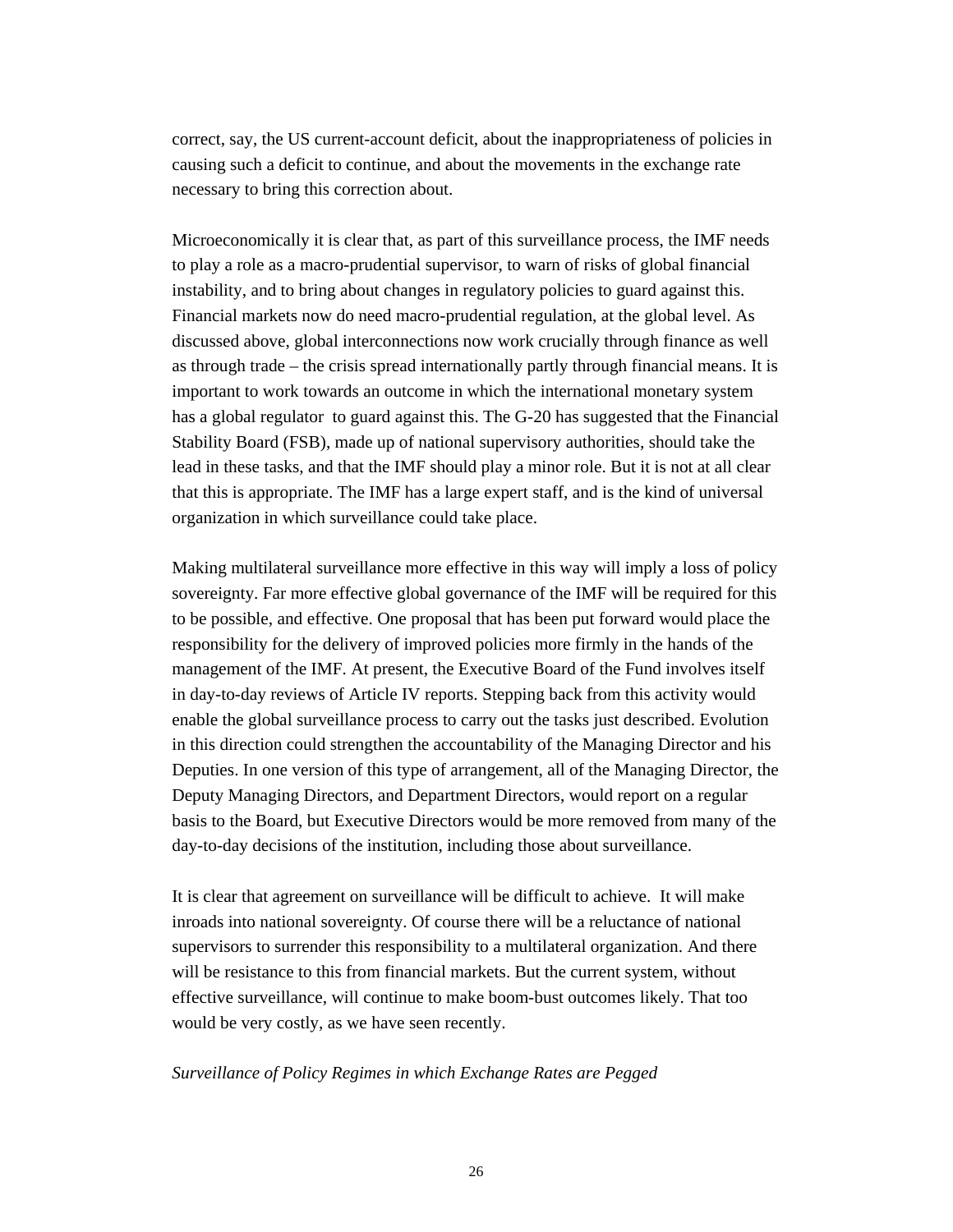correct, say, the US current-account deficit, about the inappropriateness of policies in causing such a deficit to continue, and about the movements in the exchange rate necessary to bring this correction about.

Microeconomically it is clear that, as part of this surveillance process, the IMF needs to play a role as a macro-prudential supervisor, to warn of risks of global financial instability, and to bring about changes in regulatory policies to guard against this. Financial markets now do need macro-prudential regulation, at the global level. As discussed above, global interconnections now work crucially through finance as well as through trade – the crisis spread internationally partly through financial means. It is important to work towards an outcome in which the international monetary system has a global regulator to guard against this. The G-20 has suggested that the Financial Stability Board (FSB), made up of national supervisory authorities, should take the lead in these tasks, and that the IMF should play a minor role. But it is not at all clear that this is appropriate. The IMF has a large expert staff, and is the kind of universal organization in which surveillance could take place.

Making multilateral surveillance more effective in this way will imply a loss of policy sovereignty. Far more effective global governance of the IMF will be required for this to be possible, and effective. One proposal that has been put forward would place the responsibility for the delivery of improved policies more firmly in the hands of the management of the IMF. At present, the Executive Board of the Fund involves itself in day-to-day reviews of Article IV reports. Stepping back from this activity would enable the global surveillance process to carry out the tasks just described. Evolution in this direction could strengthen the accountability of the Managing Director and his Deputies. In one version of this type of arrangement, all of the Managing Director, the Deputy Managing Directors, and Department Directors, would report on a regular basis to the Board, but Executive Directors would be more removed from many of the day-to-day decisions of the institution, including those about surveillance.

It is clear that agreement on surveillance will be difficult to achieve. It will make inroads into national sovereignty. Of course there will be a reluctance of national supervisors to surrender this responsibility to a multilateral organization. And there will be resistance to this from financial markets. But the current system, without effective surveillance, will continue to make boom-bust outcomes likely. That too would be very costly, as we have seen recently.

*Surveillance of Policy Regimes in which Exchange Rates are Pegged*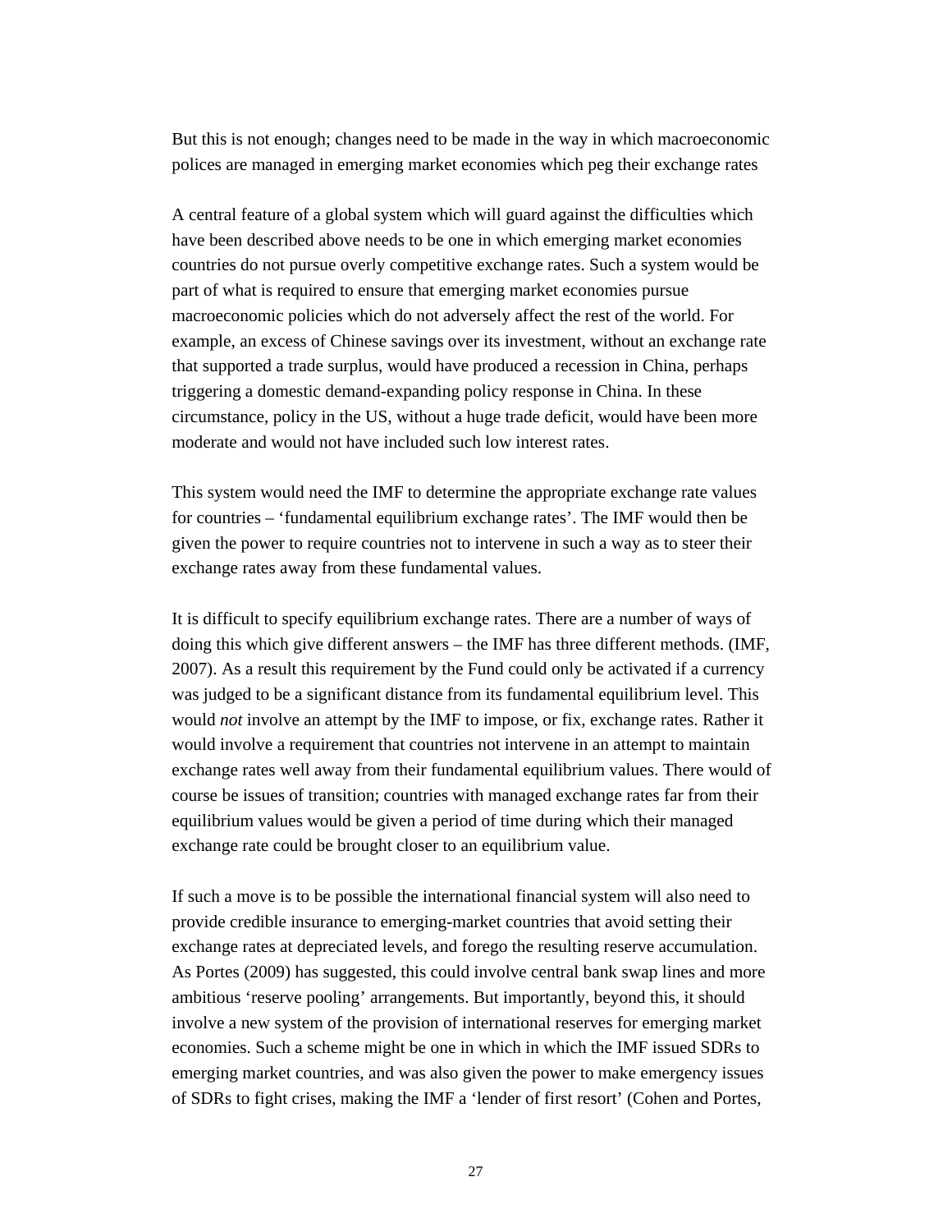But this is not enough; changes need to be made in the way in which macroeconomic polices are managed in emerging market economies which peg their exchange rates

A central feature of a global system which will guard against the difficulties which have been described above needs to be one in which emerging market economies countries do not pursue overly competitive exchange rates. Such a system would be part of what is required to ensure that emerging market economies pursue macroeconomic policies which do not adversely affect the rest of the world. For example, an excess of Chinese savings over its investment, without an exchange rate that supported a trade surplus, would have produced a recession in China, perhaps triggering a domestic demand-expanding policy response in China. In these circumstance, policy in the US, without a huge trade deficit, would have been more moderate and would not have included such low interest rates.

This system would need the IMF to determine the appropriate exchange rate values for countries – 'fundamental equilibrium exchange rates'. The IMF would then be given the power to require countries not to intervene in such a way as to steer their exchange rates away from these fundamental values.

It is difficult to specify equilibrium exchange rates. There are a number of ways of doing this which give different answers – the IMF has three different methods. (IMF, 2007). As a result this requirement by the Fund could only be activated if a currency was judged to be a significant distance from its fundamental equilibrium level. This would *not* involve an attempt by the IMF to impose, or fix, exchange rates. Rather it would involve a requirement that countries not intervene in an attempt to maintain exchange rates well away from their fundamental equilibrium values. There would of course be issues of transition; countries with managed exchange rates far from their equilibrium values would be given a period of time during which their managed exchange rate could be brought closer to an equilibrium value.

If such a move is to be possible the international financial system will also need to provide credible insurance to emerging-market countries that avoid setting their exchange rates at depreciated levels, and forego the resulting reserve accumulation. As Portes (2009) has suggested, this could involve central bank swap lines and more ambitious 'reserve pooling' arrangements. But importantly, beyond this, it should involve a new system of the provision of international reserves for emerging market economies. Such a scheme might be one in which in which the IMF issued SDRs to emerging market countries, and was also given the power to make emergency issues of SDRs to fight crises, making the IMF a 'lender of first resort' (Cohen and Portes,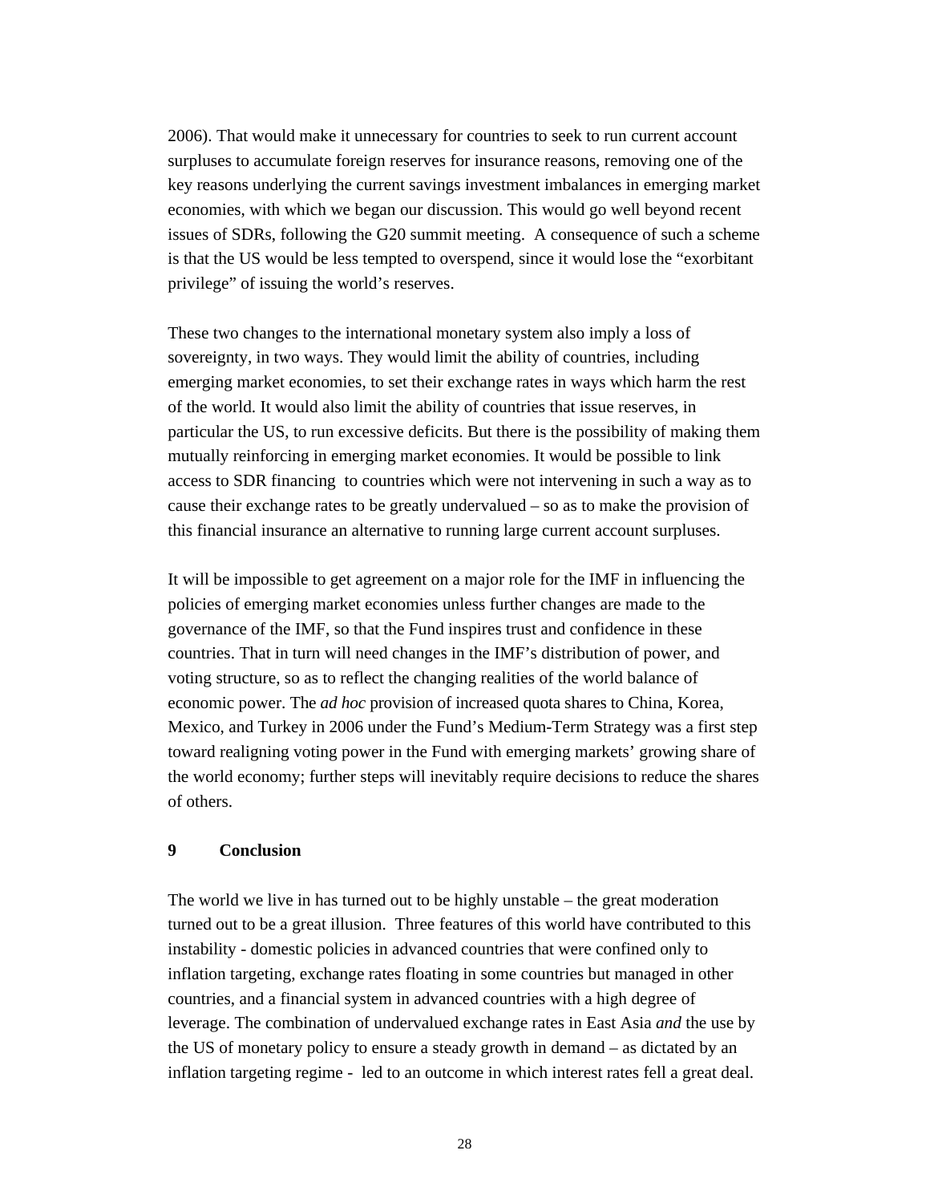2006). That would make it unnecessary for countries to seek to run current account surpluses to accumulate foreign reserves for insurance reasons, removing one of the key reasons underlying the current savings investment imbalances in emerging market economies, with which we began our discussion. This would go well beyond recent issues of SDRs, following the G20 summit meeting. A consequence of such a scheme is that the US would be less tempted to overspend, since it would lose the "exorbitant privilege" of issuing the world's reserves.

These two changes to the international monetary system also imply a loss of sovereignty, in two ways. They would limit the ability of countries, including emerging market economies, to set their exchange rates in ways which harm the rest of the world. It would also limit the ability of countries that issue reserves, in particular the US, to run excessive deficits. But there is the possibility of making them mutually reinforcing in emerging market economies. It would be possible to link access to SDR financing to countries which were not intervening in such a way as to cause their exchange rates to be greatly undervalued – so as to make the provision of this financial insurance an alternative to running large current account surpluses.

It will be impossible to get agreement on a major role for the IMF in influencing the policies of emerging market economies unless further changes are made to the governance of the IMF, so that the Fund inspires trust and confidence in these countries. That in turn will need changes in the IMF's distribution of power, and voting structure, so as to reflect the changing realities of the world balance of economic power. The *ad hoc* provision of increased quota shares to China, Korea, Mexico, and Turkey in 2006 under the Fund's Medium-Term Strategy was a first step toward realigning voting power in the Fund with emerging markets' growing share of the world economy; further steps will inevitably require decisions to reduce the shares of others.

## 9 Conclusion

The world we live in has turned out to be highly unstable – the great moderation turned out to be a great illusion. Three features of this world have contributed to this instability - domestic policies in advanced countries that were confined only to inflation targeting, exchange rates floating in some countries but managed in other countries, and a financial system in advanced countries with a high degree of leverage. The combination of undervalued exchange rates in East Asia *and* the use by the US of monetary policy to ensure a steady growth in demand – as dictated by an inflation targeting regime - led to an outcome in which interest rates fell a great deal.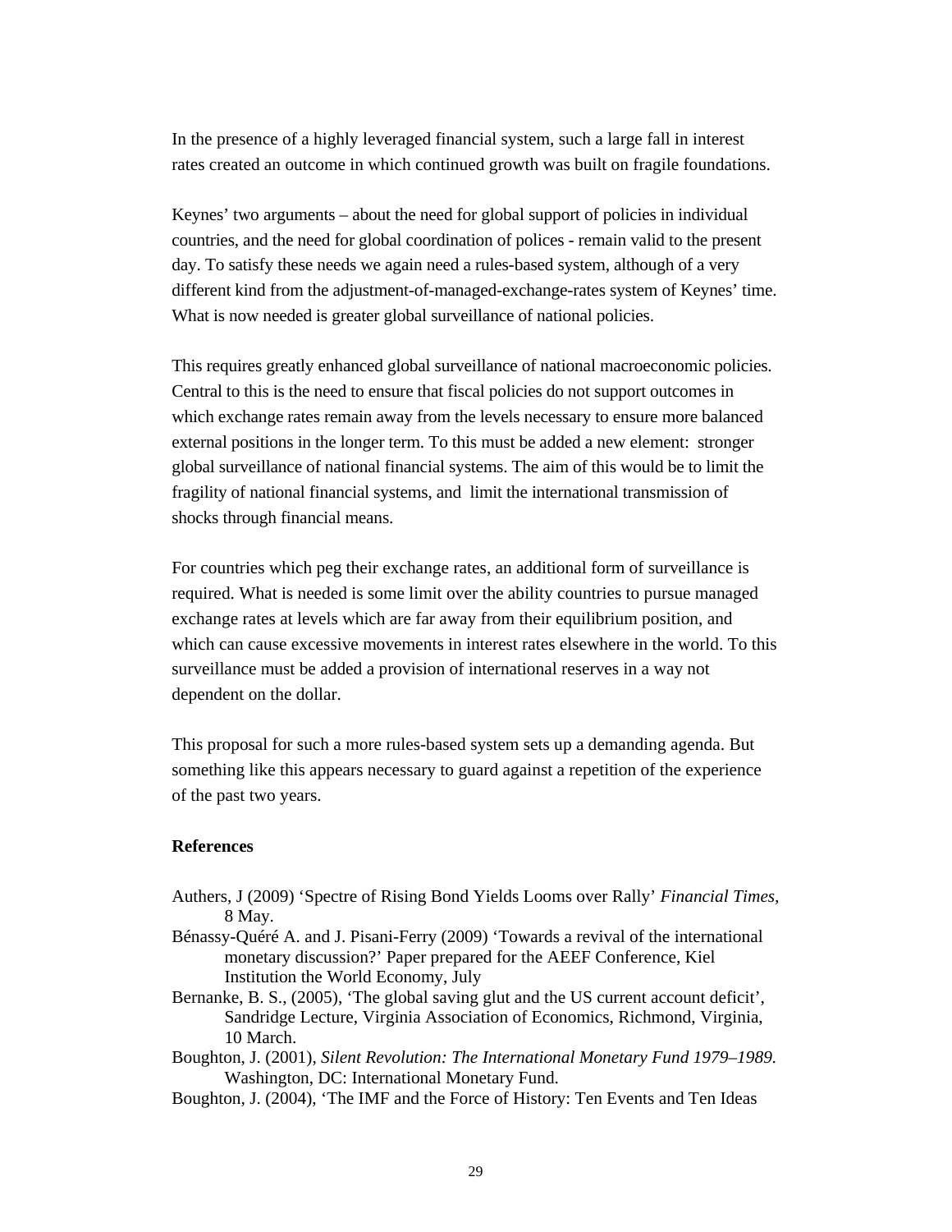In the presence of a highly leveraged financial system, such a large fall in interest rates created an outcome in which continued growth was built on fragile foundations.

Keynes' two arguments – about the need for global support of policies in individual countries, and the need for global coordination of polices - remain valid to the present day. To satisfy these needs we again need a rules-based system, although of a very different kind from the adjustment-of-managed-exchange-rates system of Keynes' time. What is now needed is greater global surveillance of national policies.

This requires greatly enhanced global surveillance of national macroeconomic policies. Central to this is the need to ensure that fiscal policies do not support outcomes in which exchange rates remain away from the levels necessary to ensure more balanced external positions in the longer term. To this must be added a new element: stronger global surveillance of national financial systems. The aim of this would be to limit the fragility of national financial systems, and limit the international transmission of shocks through financial means.

For countries which peg their exchange rates, an additional form of surveillance is required. What is needed is some limit over the ability countries to pursue managed exchange rates at levels which are far away from their equilibrium position, and which can cause excessive movements in interest rates elsewhere in the world. To this surveillance must be added a provision of international reserves in a way not dependent on the dollar.

This proposal for such a more rules-based system sets up a demanding agenda. But something like this appears necessary to guard against a repetition of the experience of the past two years.

**References**

Authers, J (2009) 'Spectre of Rising Bond Yields Looms over Rally' *Financial Times,* 8 May.

Bénassy-Quéré A. and J. Pisani-Ferry (2009) 'Towards a revival of the international monetary discussion?' Paper prepared for the AEEF Conference, Kiel Institution the World Economy, July

Bernanke, B. S., (2005), 'The global saving glut and the US current account deficit', Sandridge Lecture, Virginia Association of Economics, Richmond, Virginia, 10 March.

Boughton, J. (2001), *Silent Revolution: The International Monetary Fund 1979–1989.* Washington, DC: International Monetary Fund.

Boughton, J. (2004), 'The IMF and the Force of History: Ten Events and Ten Ideas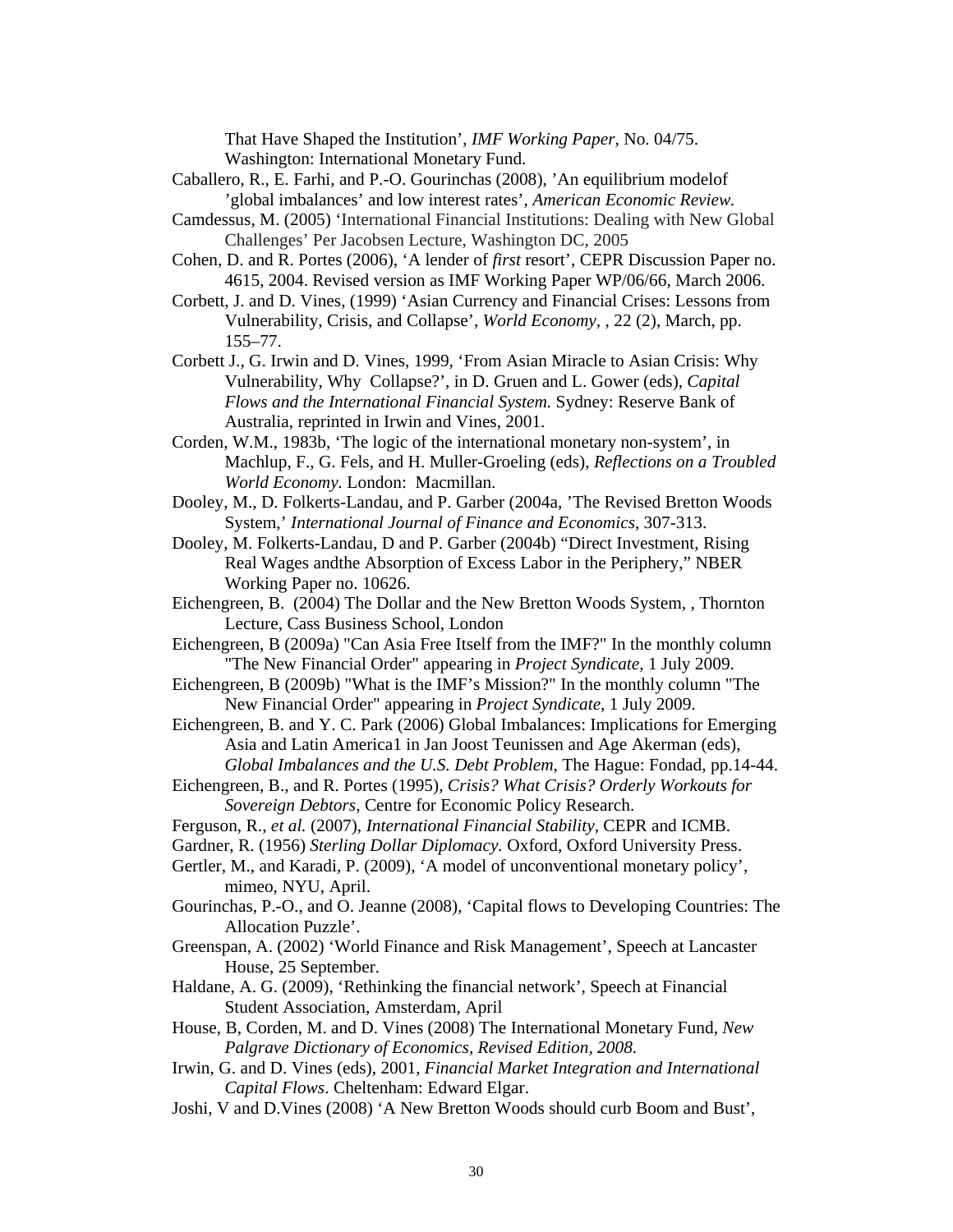That Have Shaped the Institution', *IMF Working Paper*, No. 04/75. Washington: International Monetary Fund.

Caballero, R., E. Farhi, and P.-O. Gourinchas (2008), 'An equilibrium modelof 'global imbalances' and low interest rates', *American Economic Review*.

Camdessus, M. (2005) 'International Financial Institutions: Dealing with New Global Challenges' Per Jacobsen Lecture, Washington DC, 2005

Cohen, D. and R. Portes (2006), 'A lender of *first* resort', CEPR Discussion Paper no. 4615, 2004. Revised version as IMF Working Paper WP/06/66, March 2006.

Corbett, J. and D. Vines, (1999) 'Asian Currency and Financial Crises: Lessons from Vulnerability, Crisis, and Collapse', *World Economy*, , 22 (2), March, pp. 155–77.

Corbett J., G. Irwin and D. Vines, 1999, 'From Asian Miracle to Asian Crisis: Why Vulnerability, Why Collapse?', in D. Gruen and L. Gower (eds), *Capital Flows and the International Financial System.* Sydney: Reserve Bank of Australia, reprinted in Irwin and Vines, 2001.

Corden, W.M., 1983b, 'The logic of the international monetary non-system', in Machlup, F., G. Fels, and H. Muller-Groeling (eds), *Reflections on a Troubled World Economy*. London: Macmillan.

Dooley, M., D. Folkerts-Landau, and P. Garber (2004a, 'The Revised Bretton Woods System,' *International Journal of Finance and Economics*, 307-313.

Dooley, M. Folkerts-Landau, D and P. Garber (2004b) "Direct Investment, Rising Real Wages andthe Absorption of Excess Labor in the Periphery," NBER Working Paper no. 10626.

Eichengreen, B. (2004) The Dollar and the New Bretton Woods System, , Thornton Lecture, Cass Business School, London

Eichengreen, B (2009a) "Can Asia Free Itself from the IMF?" In the monthly column "The New Financial Order" appearing in *Project Syndicate*, 1 July 2009.

Eichengreen, B (2009b) "What is the IMF's Mission?" In the monthly column "The New Financial Order" appearing in *Project Syndicate*, 1 July 2009.

Eichengreen, B. and Y. C. Park (2006) Global Imbalances: Implications for Emerging Asia and Latin America1 in Jan Joost Teunissen and Age Akerman (eds), *Global Imbalances and the U.S. Debt Problem*, The Hague: Fondad, pp.14-44.

Eichengreen, B., and R. Portes (1995), *Crisis? What Crisis? Orderly Workouts for Sovereign Debtors*, Centre for Economic Policy Research.

Ferguson, R., *et al.* (2007), *International Financial Stability*, CEPR and ICMB.

Gardner, R. (1956) *Sterling Dollar Diplomacy.* Oxford, Oxford University Press.

Gertler, M., and Karadi, P. (2009), 'A model of unconventional monetary policy', mimeo, NYU, April.

Gourinchas, P.-O., and O. Jeanne (2008), 'Capital flows to Developing Countries: The Allocation Puzzle'.

Greenspan, A. (2002) 'World Finance and Risk Management', Speech at Lancaster House, 25 September.

Haldane, A. G. (2009), 'Rethinking the financial network', Speech at Financial Student Association, Amsterdam, April

House, B, Corden, M. and D. Vines (2008) The International Monetary Fund, *New Palgrave Dictionary of Economics, Revised Edition, 2008.*

Irwin, G. and D. Vines (eds), 2001, *Financial Market Integration and International Capital Flows*. Cheltenham: Edward Elgar.

Joshi, V and D.Vines (2008) 'A New Bretton Woods should curb Boom and Bust',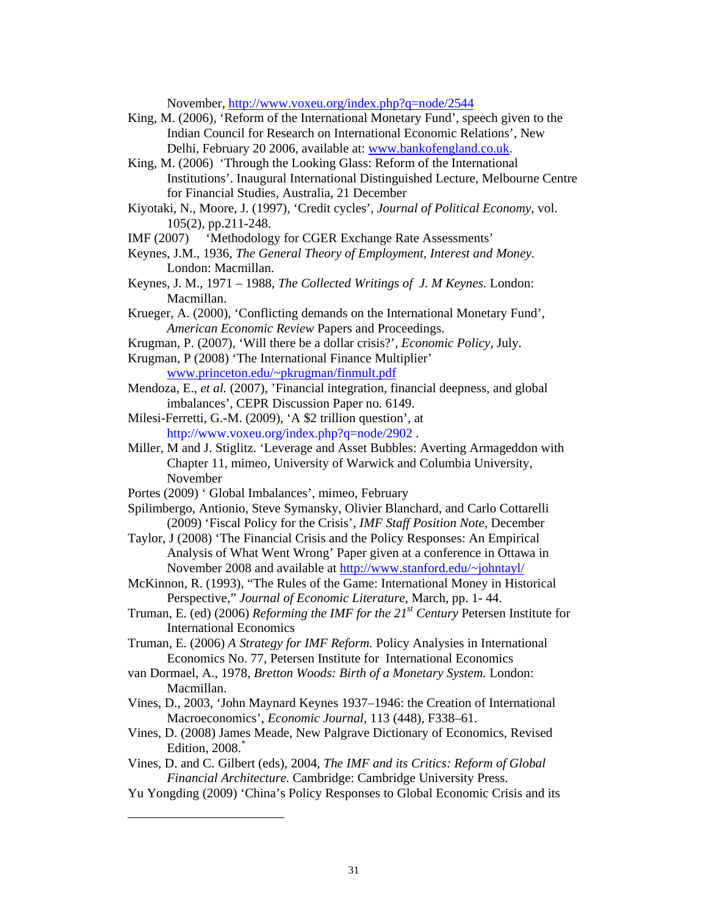November, http://www.voxeu.org/index.php?q=node/2544

King, M. (2006), 'Reform of the International Monetary Fund', speech given to the Indian Council for Research on International Economic Relations', New Delhi, February 20 2006, available at: www.bankofengland.co.uk.

King, M. (2006) 'Through the Looking Glass: Reform of the International Institutions'. Inaugural International Distinguished Lecture, Melbourne Centre for Financial Studies, Australia, 21 December

Kiyotaki, N., Moore, J. (1997), 'Credit cycles', *Journal of Political Economy*, vol. 105(2), pp.211-248.

IMF (2007) 'Methodology for CGER Exchange Rate Assessments'

Keynes, J.M., 1936, *The General Theory of Employment, Interest and Money.* London: Macmillan.

Keynes, J. M., 1971 – 1988, *The Collected Writings of J. M Keynes.* London: Macmillan.

Krueger, A. (2000), 'Conflicting demands on the International Monetary Fund', *American Economic Review* Papers and Proceedings.

Krugman, P. (2007), 'Will there be a dollar crisis?', *Economic Policy*, July.

Krugman, P (2008) 'The International Finance Multiplier' www.princeton.edu/~pkrugman/finmult.pdf

Mendoza, E., *et al.* (2007), 'Financial integration, financial deepness, and global imbalances', CEPR Discussion Paper no. 6149.

Milesi-Ferretti, G.-M. (2009), 'A $2 trillion question', at http://www.voxeu.org/index.php?q=node/2902 .

Miller, M and J. Stiglitz. 'Leverage and Asset Bubbles: Averting Armageddon with Chapter 11, mimeo, University of Warwick and Columbia University, November

Portes (2009) ' Global Imbalances', mimeo, February

Spilimbergo, Antionio, Steve Symansky, Olivier Blanchard, and Carlo Cottarelli (2009) 'Fiscal Policy for the Crisis', *IMF Staff Position Note*, December

Taylor, J (2008) 'The Financial Crisis and the Policy Responses: An Empirical Analysis of What Went Wrong' Paper given at a conference in Ottawa in November 2008 and available at http://www.stanford.edu/~johntayl/

McKinnon, R. (1993), "The Rules of the Game: International Money in Historical Perspective," *Journal of Economic Literature*, March, pp. 1- 44.

Truman, E. (ed) (2006) *Reforming the IMF for the 21st Century* Petersen Institute for International Economics

Truman, E. (2006) *A Strategy for IMF Reform.* Policy Analysies in International Economics No. 77, Petersen Institute for International Economics

van Dormael, A., 1978, *Bretton Woods: Birth of a Monetary System.* London: Macmillan.

Vines, D., 2003, 'John Maynard Keynes 1937–1946: the Creation of International Macroeconomics', *Economic Journal*, 113 (448), F338–61.

Vines, D. (2008) James Meade, New Palgrave Dictionary of Economics, Revised Edition, 2008.[*]

Vines, D. and C. Gilbert (eds), 2004, *The IMF and its Critics: Reform of Global Financial Architecture.* Cambridge: Cambridge University Press.

Yu Yongding (2009) 'China's Policy Responses to Global Economic Crisis and its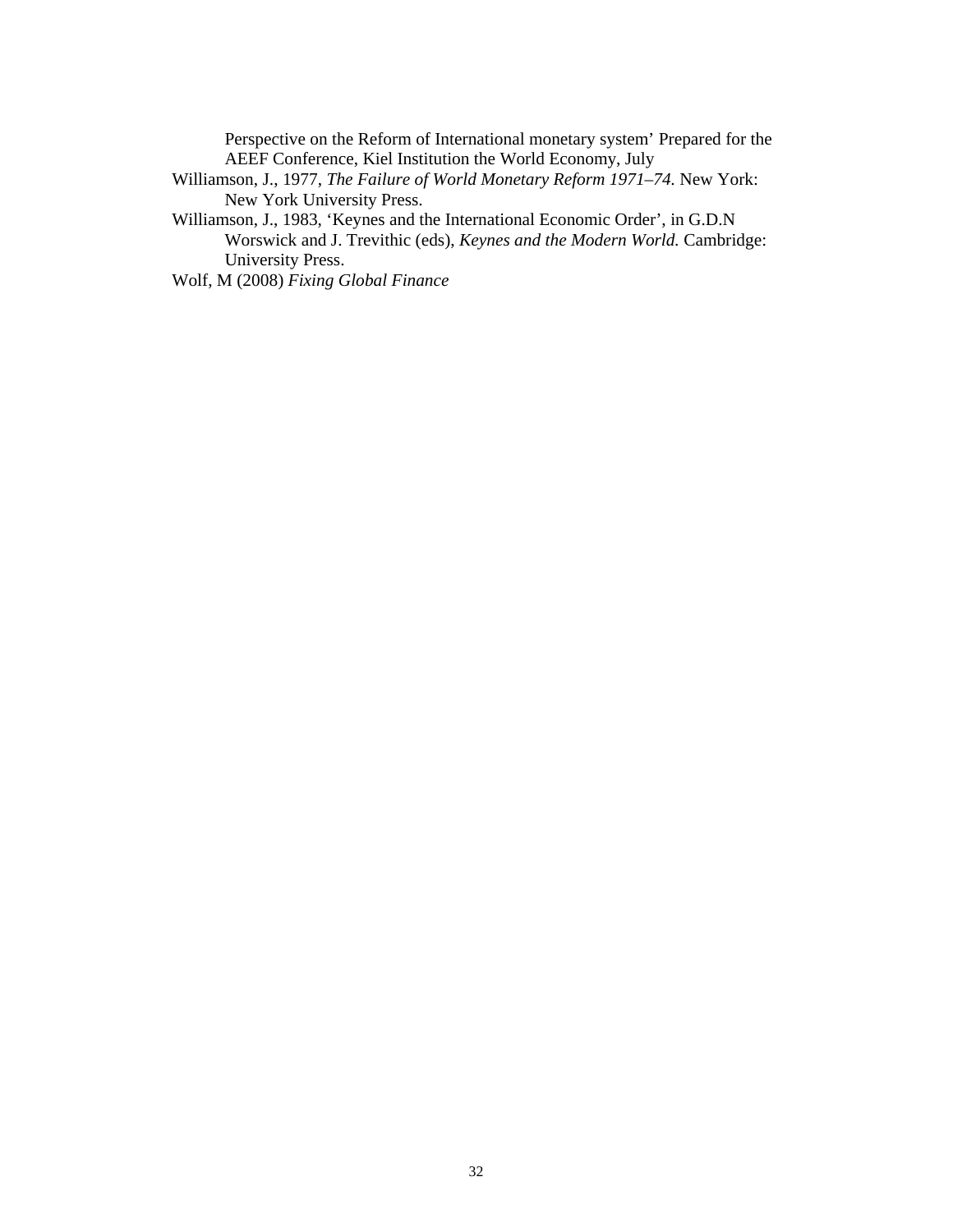Perspective on the Reform of International monetary system' Prepared for the AEEF Conference, Kiel Institution the World Economy, July

Williamson, J., 1977, *The Failure of World Monetary Reform 1971–74.* New York: New York University Press.

Williamson, J., 1983, 'Keynes and the International Economic Order', in G.D.N Worswick and J. Trevithic (eds), *Keynes and the Modern World.* Cambridge: University Press.

Wolf, M (2008) *Fixing Global Finance*